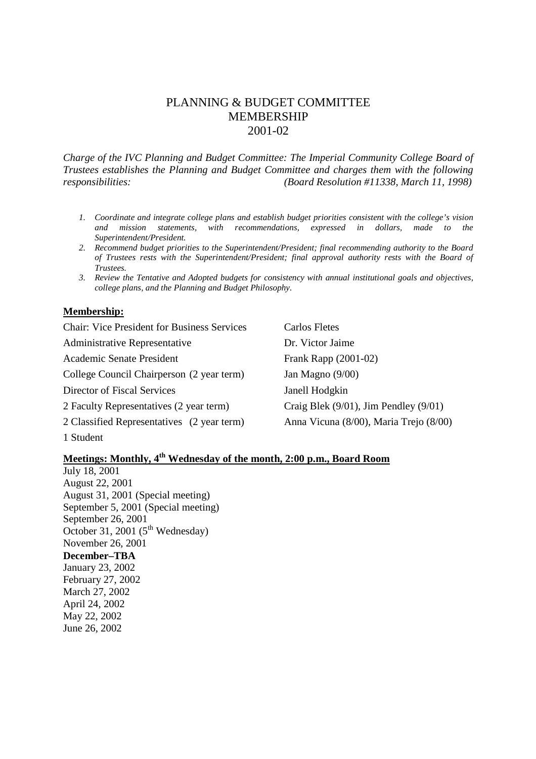# PLANNING & BUDGET COMMITTEE MEMBERSHIP 2001-02

*Charge of the IVC Planning and Budget Committee: The Imperial Community College Board of Trustees establishes the Planning and Budget Committee and charges them with the following responsibilities: (Board Resolution #11338, March 11, 1998)*

1. *Coordinate and integrate college plans and establish budget priorities consistent with the college's vision and mission statements, with recommendations, expressed in dollars, made to the Superintendent/President.*
2. *Recommend budget priorities to the Superintendent/President; final recommending authority to the Board of Trustees rests with the Superintendent/President; final approval authority rests with the Board of Trustees.*
3. *Review the Tentative and Adopted budgets for consistency with annual institutional goals and objectives, college plans, and the Planning and Budget Philosophy.*

**Membership:**

| | |
|---|---|
| Chair: Vice President for Business Services | Carlos Fletes |
| Administrative Representative | Dr. Victor Jaime |
| Academic Senate President | Frank Rapp (2001-02) |
| College Council Chairperson (2 year term) | Jan Magno (9/00) |
| Director of Fiscal Services | Janell Hodgkin |
| 2 Faculty Representatives (2 year term) | Craig Blek (9/01), Jim Pendley (9/01) |
| 2 Classified Representatives (2 year term) | Anna Vicuna (8/00), Maria Trejo (8/00) |
| 1 Student | |

**Meetings: Monthly, 4th Wednesday of the month, 2:00 p.m., Board Room**

July 18, 2001
August 22, 2001
August 31, 2001 (Special meeting)
September 5, 2001 (Special meeting)
September 26, 2001
October 31, 2001 (5th Wednesday)
November 26, 2001
**December–TBA**
January 23, 2002
February 27, 2002
March 27, 2002
April 24, 2002
May 22, 2002
June 26, 2002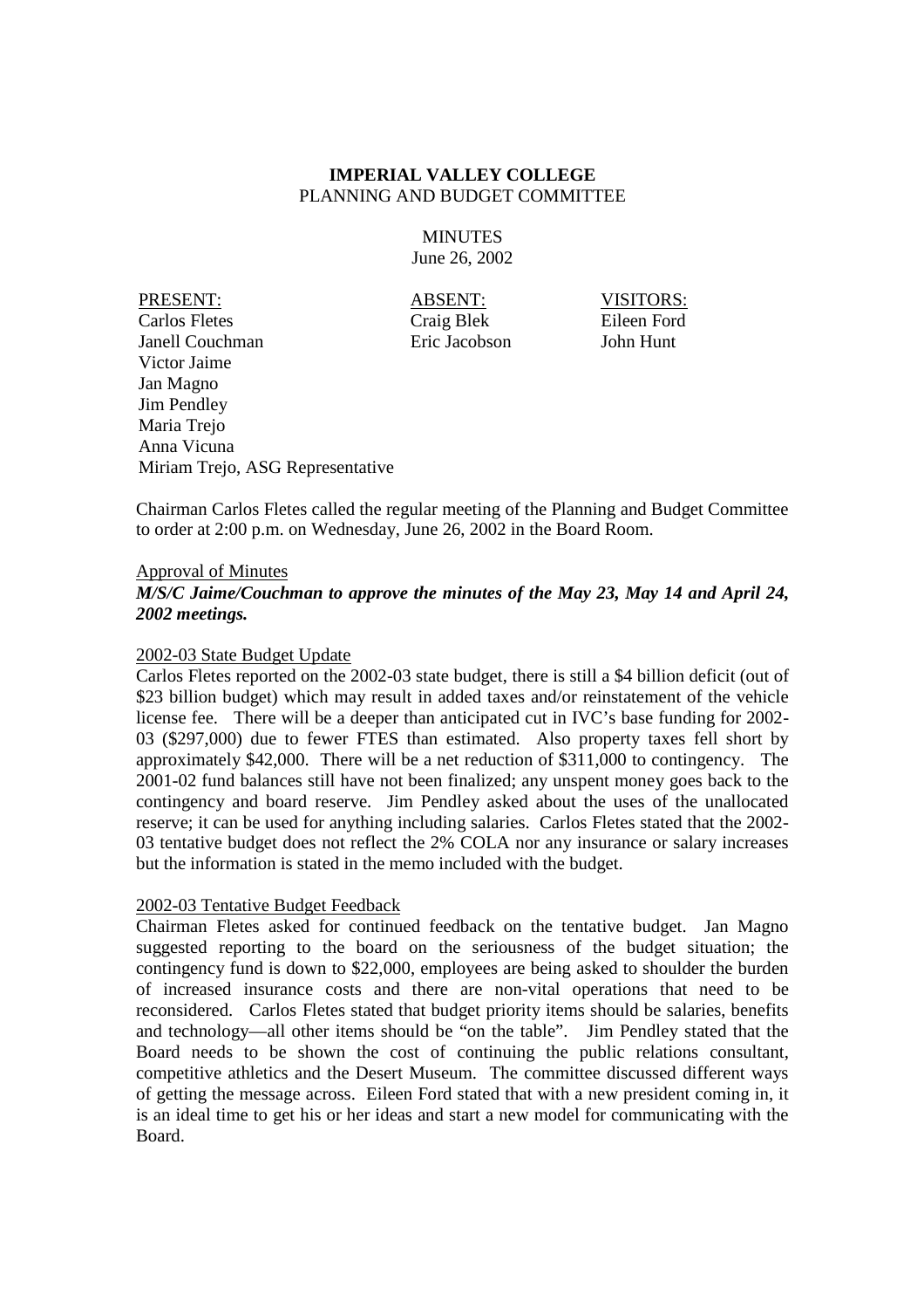**IMPERIAL VALLEY COLLEGE**
PLANNING AND BUDGET COMMITTEE

MINUTES
June 26, 2002

| PRESENT: | ABSENT: | VISITORS: |
|---|---|---|
| Carlos Fletes | Craig Blek | Eileen Ford |
| Janell Couchman | Eric Jacobson | John Hunt |
| Victor Jaime | | |
| Jan Magno | | |
| Jim Pendley | | |
| Maria Trejo | | |
| Anna Vicuna | | |
| Miriam Trejo, ASG Representative | | |

Chairman Carlos Fletes called the regular meeting of the Planning and Budget Committee to order at 2:00 p.m. on Wednesday, June 26, 2002 in the Board Room.

Approval of Minutes

***M/S/C Jaime/Couchman to approve the minutes of the May 23, May 14 and April 24, 2002 meetings.***

2002-03 State Budget Update

Carlos Fletes reported on the 2002-03 state budget, there is still a $4 billion deficit (out of $23 billion budget) which may result in added taxes and/or reinstatement of the vehicle license fee. There will be a deeper than anticipated cut in IVC's base funding for 2002-03 ($297,000) due to fewer FTES than estimated. Also property taxes fell short by approximately $42,000. There will be a net reduction of $311,000 to contingency. The 2001-02 fund balances still have not been finalized; any unspent money goes back to the contingency and board reserve. Jim Pendley asked about the uses of the unallocated reserve; it can be used for anything including salaries. Carlos Fletes stated that the 2002-03 tentative budget does not reflect the 2% COLA nor any insurance or salary increases but the information is stated in the memo included with the budget.

2002-03 Tentative Budget Feedback

Chairman Fletes asked for continued feedback on the tentative budget. Jan Magno suggested reporting to the board on the seriousness of the budget situation; the contingency fund is down to $22,000, employees are being asked to shoulder the burden of increased insurance costs and there are non-vital operations that need to be reconsidered. Carlos Fletes stated that budget priority items should be salaries, benefits and technology—all other items should be "on the table". Jim Pendley stated that the Board needs to be shown the cost of continuing the public relations consultant, competitive athletics and the Desert Museum. The committee discussed different ways of getting the message across. Eileen Ford stated that with a new president coming in, it is an ideal time to get his or her ideas and start a new model for communicating with the Board.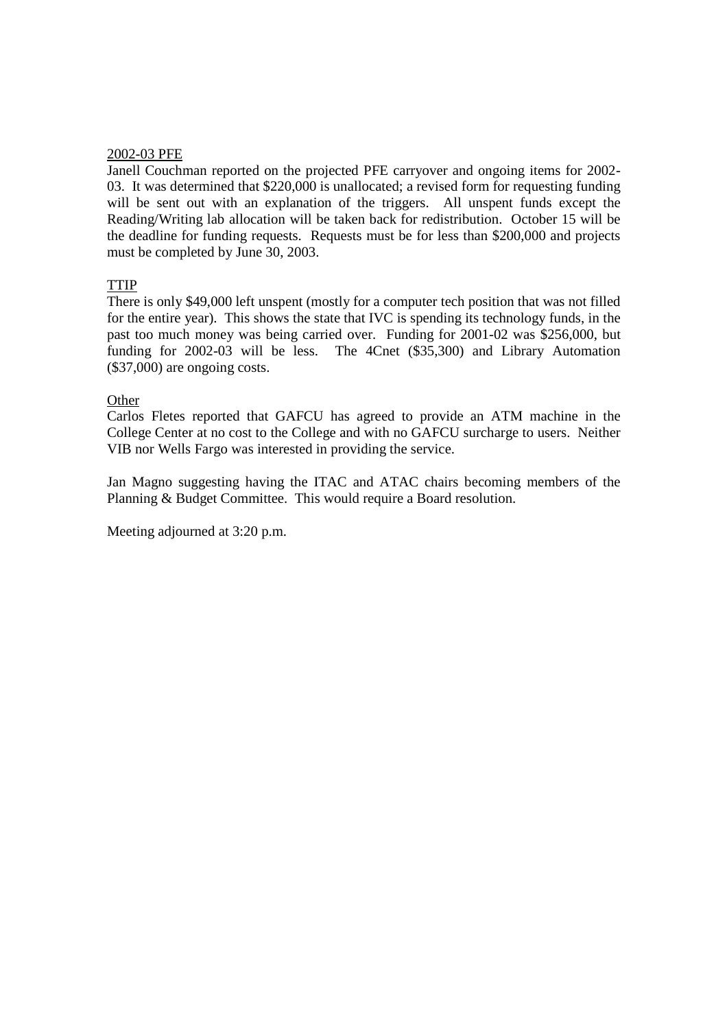2002-03 PFE

Janell Couchman reported on the projected PFE carryover and ongoing items for 2002-03. It was determined that $220,000 is unallocated; a revised form for requesting funding will be sent out with an explanation of the triggers. All unspent funds except the Reading/Writing lab allocation will be taken back for redistribution. October 15 will be the deadline for funding requests. Requests must be for less than $200,000 and projects must be completed by June 30, 2003.

TTIP

There is only $49,000 left unspent (mostly for a computer tech position that was not filled for the entire year). This shows the state that IVC is spending its technology funds, in the past too much money was being carried over. Funding for 2001-02 was $256,000, but funding for 2002-03 will be less. The 4Cnet ($35,300) and Library Automation ($37,000) are ongoing costs.

Other

Carlos Fletes reported that GAFCU has agreed to provide an ATM machine in the College Center at no cost to the College and with no GAFCU surcharge to users. Neither VIB nor Wells Fargo was interested in providing the service.

Jan Magno suggesting having the ITAC and ATAC chairs becoming members of the Planning & Budget Committee. This would require a Board resolution.

Meeting adjourned at 3:20 p.m.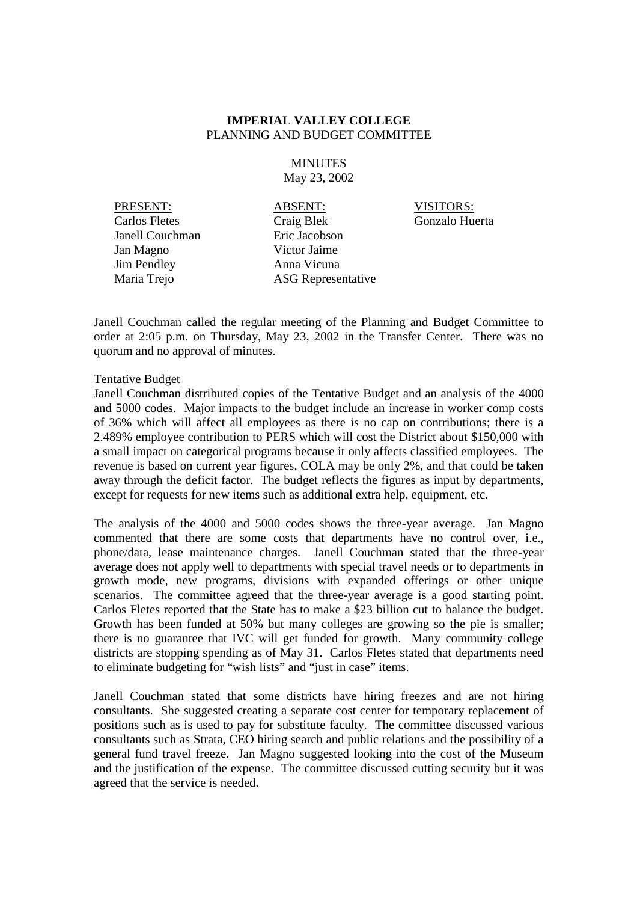**IMPERIAL VALLEY COLLEGE**
PLANNING AND BUDGET COMMITTEE

MINUTES
May 23, 2002

| PRESENT: | ABSENT: | VISITORS: |
|---|---|---|
| Carlos Fletes | Craig Blek | Gonzalo Huerta |
| Janell Couchman | Eric Jacobson | |
| Jan Magno | Victor Jaime | |
| Jim Pendley | Anna Vicuna | |
| Maria Trejo | ASG Representative | |

Janell Couchman called the regular meeting of the Planning and Budget Committee to order at 2:05 p.m. on Thursday, May 23, 2002 in the Transfer Center. There was no quorum and no approval of minutes.

Tentative Budget

Janell Couchman distributed copies of the Tentative Budget and an analysis of the 4000 and 5000 codes. Major impacts to the budget include an increase in worker comp costs of 36% which will affect all employees as there is no cap on contributions; there is a 2.489% employee contribution to PERS which will cost the District about $150,000 with a small impact on categorical programs because it only affects classified employees. The revenue is based on current year figures, COLA may be only 2%, and that could be taken away through the deficit factor. The budget reflects the figures as input by departments, except for requests for new items such as additional extra help, equipment, etc.

The analysis of the 4000 and 5000 codes shows the three-year average. Jan Magno commented that there are some costs that departments have no control over, i.e., phone/data, lease maintenance charges. Janell Couchman stated that the three-year average does not apply well to departments with special travel needs or to departments in growth mode, new programs, divisions with expanded offerings or other unique scenarios. The committee agreed that the three-year average is a good starting point. Carlos Fletes reported that the State has to make a $23 billion cut to balance the budget. Growth has been funded at 50% but many colleges are growing so the pie is smaller; there is no guarantee that IVC will get funded for growth. Many community college districts are stopping spending as of May 31. Carlos Fletes stated that departments need to eliminate budgeting for "wish lists" and "just in case" items.

Janell Couchman stated that some districts have hiring freezes and are not hiring consultants. She suggested creating a separate cost center for temporary replacement of positions such as is used to pay for substitute faculty. The committee discussed various consultants such as Strata, CEO hiring search and public relations and the possibility of a general fund travel freeze. Jan Magno suggested looking into the cost of the Museum and the justification of the expense. The committee discussed cutting security but it was agreed that the service is needed.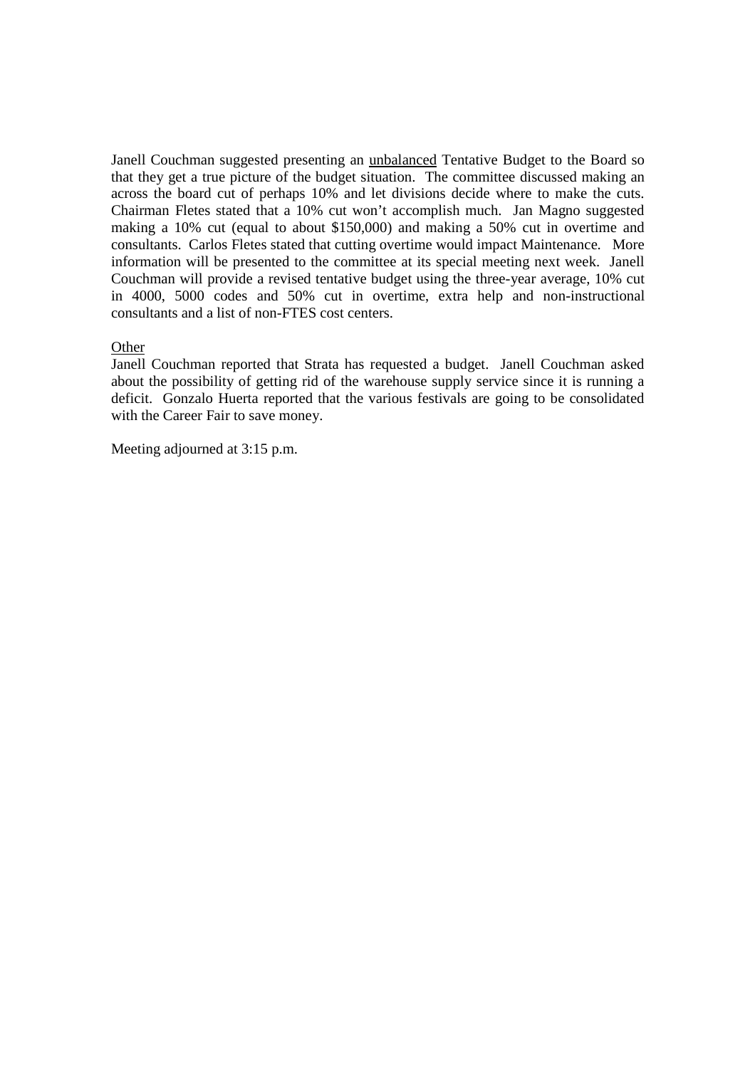Janell Couchman suggested presenting an <u>unbalanced</u> Tentative Budget to the Board so that they get a true picture of the budget situation. The committee discussed making an across the board cut of perhaps 10% and let divisions decide where to make the cuts. Chairman Fletes stated that a 10% cut won't accomplish much. Jan Magno suggested making a 10% cut (equal to about $150,000) and making a 50% cut in overtime and consultants. Carlos Fletes stated that cutting overtime would impact Maintenance. More information will be presented to the committee at its special meeting next week. Janell Couchman will provide a revised tentative budget using the three-year average, 10% cut in 4000, 5000 codes and 50% cut in overtime, extra help and non-instructional consultants and a list of non-FTES cost centers.

<u>Other</u>

Janell Couchman reported that Strata has requested a budget. Janell Couchman asked about the possibility of getting rid of the warehouse supply service since it is running a deficit. Gonzalo Huerta reported that the various festivals are going to be consolidated with the Career Fair to save money.

Meeting adjourned at 3:15 p.m.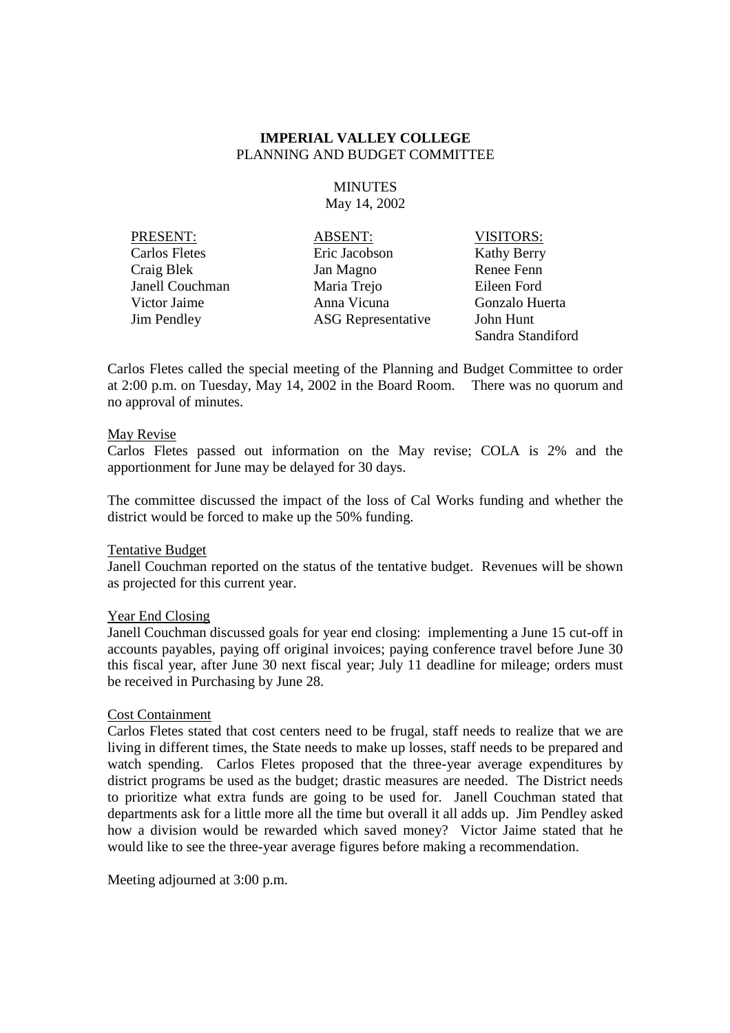**IMPERIAL VALLEY COLLEGE**
PLANNING AND BUDGET COMMITTEE

MINUTES
May 14, 2002

| PRESENT: | ABSENT: | VISITORS: |
|---|---|---|
| Carlos Fletes | Eric Jacobson | Kathy Berry |
| Craig Blek | Jan Magno | Renee Fenn |
| Janell Couchman | Maria Trejo | Eileen Ford |
| Victor Jaime | Anna Vicuna | Gonzalo Huerta |
| Jim Pendley | ASG Representative | John Hunt |
| | | Sandra Standiford |

Carlos Fletes called the special meeting of the Planning and Budget Committee to order at 2:00 p.m. on Tuesday, May 14, 2002 in the Board Room. There was no quorum and no approval of minutes.

May Revise

Carlos Fletes passed out information on the May revise; COLA is 2% and the apportionment for June may be delayed for 30 days.

The committee discussed the impact of the loss of Cal Works funding and whether the district would be forced to make up the 50% funding.

Tentative Budget

Janell Couchman reported on the status of the tentative budget. Revenues will be shown as projected for this current year.

Year End Closing

Janell Couchman discussed goals for year end closing: implementing a June 15 cut-off in accounts payables, paying off original invoices; paying conference travel before June 30 this fiscal year, after June 30 next fiscal year; July 11 deadline for mileage; orders must be received in Purchasing by June 28.

Cost Containment

Carlos Fletes stated that cost centers need to be frugal, staff needs to realize that we are living in different times, the State needs to make up losses, staff needs to be prepared and watch spending. Carlos Fletes proposed that the three-year average expenditures by district programs be used as the budget; drastic measures are needed. The District needs to prioritize what extra funds are going to be used for. Janell Couchman stated that departments ask for a little more all the time but overall it all adds up. Jim Pendley asked how a division would be rewarded which saved money? Victor Jaime stated that he would like to see the three-year average figures before making a recommendation.

Meeting adjourned at 3:00 p.m.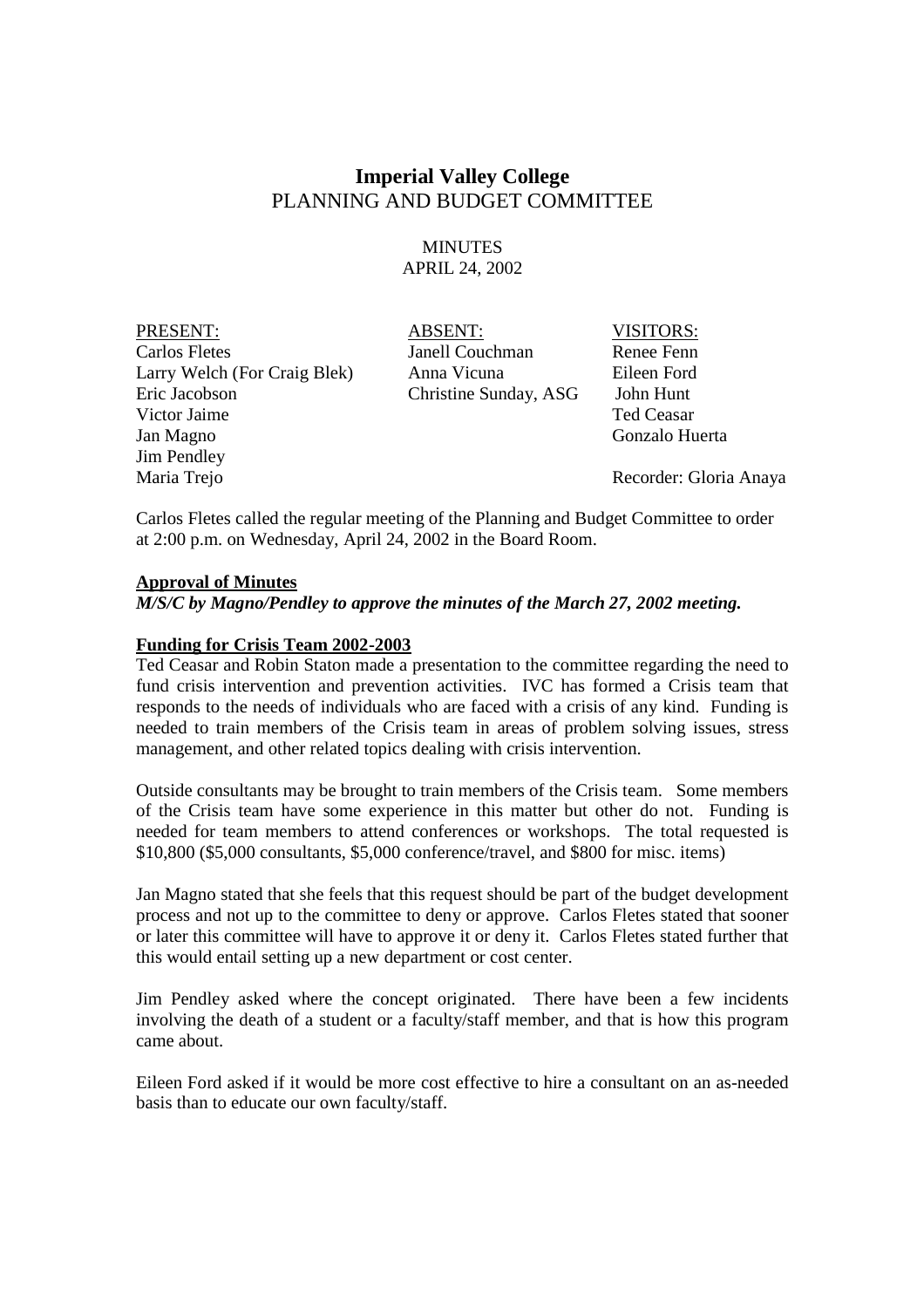# Imperial Valley College
## PLANNING AND BUDGET COMMITTEE

MINUTES
APRIL 24, 2002

| PRESENT: | ABSENT: | VISITORS: |
|---|---|---|
| Carlos Fletes | Janell Couchman | Renee Fenn |
| Larry Welch (For Craig Blek) | Anna Vicuna | Eileen Ford |
| Eric Jacobson | Christine Sunday, ASG | John Hunt |
| Victor Jaime | | Ted Ceasar |
| Jan Magno | | Gonzalo Huerta |
| Jim Pendley | | |
| Maria Trejo | | Recorder: Gloria Anaya |

Carlos Fletes called the regular meeting of the Planning and Budget Committee to order at 2:00 p.m. on Wednesday, April 24, 2002 in the Board Room.

**Approval of Minutes**

***M/S/C by Magno/Pendley to approve the minutes of the March 27, 2002 meeting.***

**Funding for Crisis Team 2002-2003**

Ted Ceasar and Robin Staton made a presentation to the committee regarding the need to fund crisis intervention and prevention activities. IVC has formed a Crisis team that responds to the needs of individuals who are faced with a crisis of any kind. Funding is needed to train members of the Crisis team in areas of problem solving issues, stress management, and other related topics dealing with crisis intervention.

Outside consultants may be brought to train members of the Crisis team. Some members of the Crisis team have some experience in this matter but other do not. Funding is needed for team members to attend conferences or workshops. The total requested is \$10,800 (\$5,000 consultants, \$5,000 conference/travel, and \$800 for misc. items)

Jan Magno stated that she feels that this request should be part of the budget development process and not up to the committee to deny or approve. Carlos Fletes stated that sooner or later this committee will have to approve it or deny it. Carlos Fletes stated further that this would entail setting up a new department or cost center.

Jim Pendley asked where the concept originated. There have been a few incidents involving the death of a student or a faculty/staff member, and that is how this program came about.

Eileen Ford asked if it would be more cost effective to hire a consultant on an as-needed basis than to educate our own faculty/staff.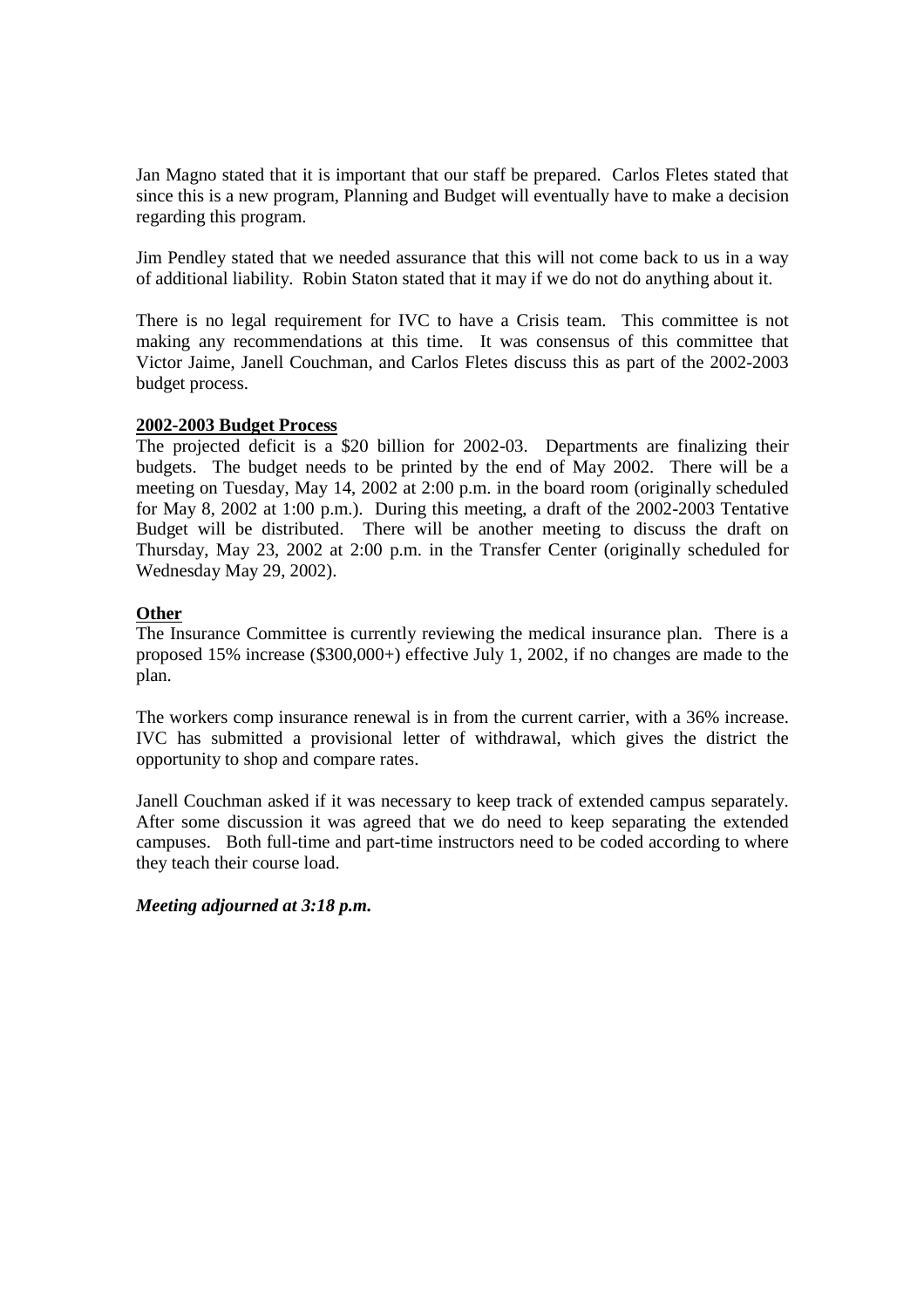Jan Magno stated that it is important that our staff be prepared. Carlos Fletes stated that since this is a new program, Planning and Budget will eventually have to make a decision regarding this program.

Jim Pendley stated that we needed assurance that this will not come back to us in a way of additional liability. Robin Staton stated that it may if we do not do anything about it.

There is no legal requirement for IVC to have a Crisis team. This committee is not making any recommendations at this time. It was consensus of this committee that Victor Jaime, Janell Couchman, and Carlos Fletes discuss this as part of the 2002-2003 budget process.

**2002-2003 Budget Process**

The projected deficit is a $20 billion for 2002-03. Departments are finalizing their budgets. The budget needs to be printed by the end of May 2002. There will be a meeting on Tuesday, May 14, 2002 at 2:00 p.m. in the board room (originally scheduled for May 8, 2002 at 1:00 p.m.). During this meeting, a draft of the 2002-2003 Tentative Budget will be distributed. There will be another meeting to discuss the draft on Thursday, May 23, 2002 at 2:00 p.m. in the Transfer Center (originally scheduled for Wednesday May 29, 2002).

**Other**

The Insurance Committee is currently reviewing the medical insurance plan. There is a proposed 15% increase ($300,000+) effective July 1, 2002, if no changes are made to the plan.

The workers comp insurance renewal is in from the current carrier, with a 36% increase. IVC has submitted a provisional letter of withdrawal, which gives the district the opportunity to shop and compare rates.

Janell Couchman asked if it was necessary to keep track of extended campus separately. After some discussion it was agreed that we do need to keep separating the extended campuses. Both full-time and part-time instructors need to be coded according to where they teach their course load.

***Meeting adjourned at 3:18 p.m.***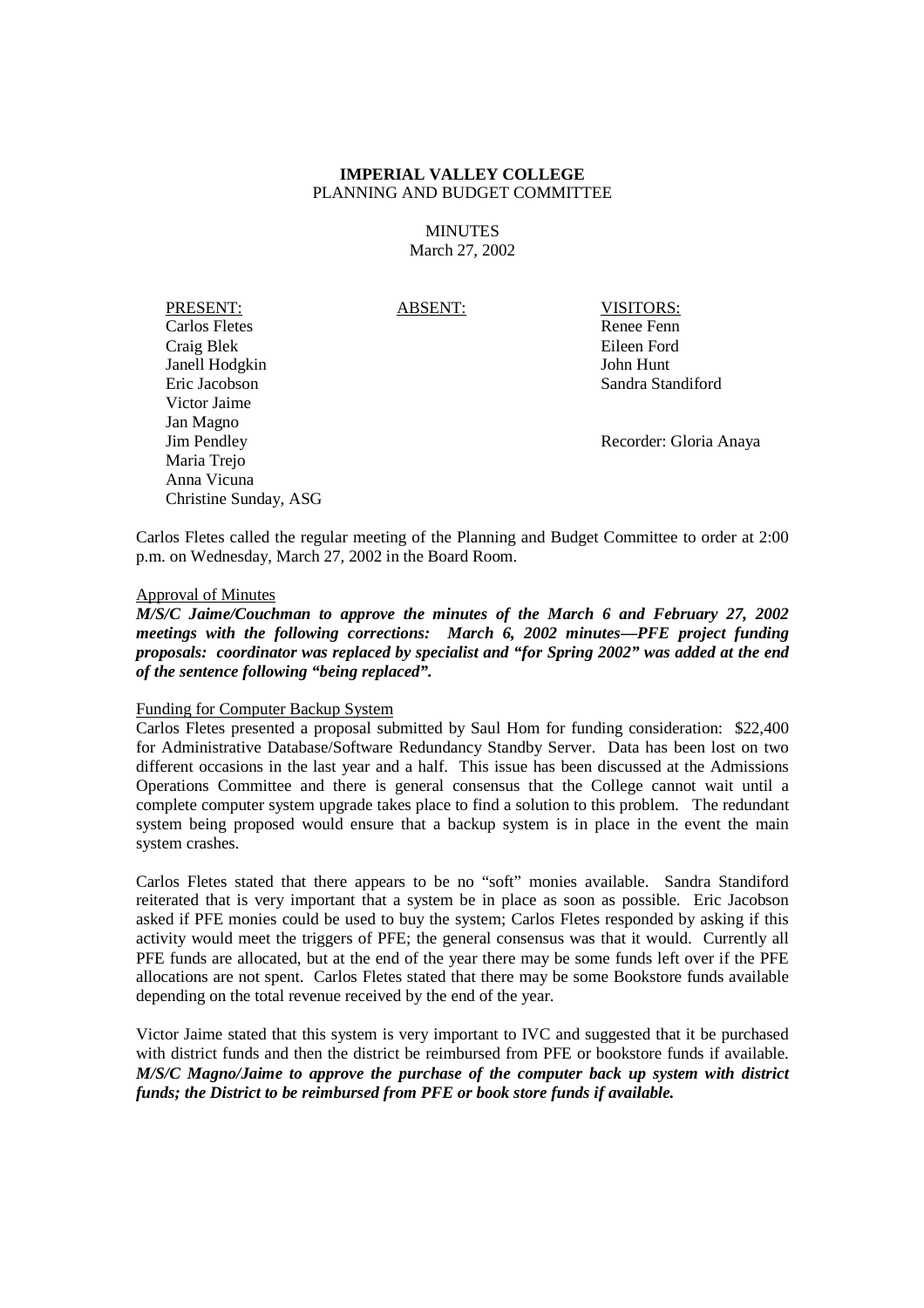**IMPERIAL VALLEY COLLEGE**
PLANNING AND BUDGET COMMITTEE

MINUTES
March 27, 2002

| PRESENT: | ABSENT: | VISITORS: |
|---|---|---|
| Carlos Fletes | | Renee Fenn |
| Craig Blek | | Eileen Ford |
| Janell Hodgkin | | John Hunt |
| Eric Jacobson | | Sandra Standiford |
| Victor Jaime | | |
| Jan Magno | | |
| Jim Pendley | | Recorder: Gloria Anaya |
| Maria Trejo | | |
| Anna Vicuna | | |
| Christine Sunday, ASG | | |

Carlos Fletes called the regular meeting of the Planning and Budget Committee to order at 2:00 p.m. on Wednesday, March 27, 2002 in the Board Room.

Approval of Minutes

***M/S/C Jaime/Couchman to approve the minutes of the March 6 and February 27, 2002 meetings with the following corrections: March 6, 2002 minutes—PFE project funding proposals: coordinator was replaced by specialist and "for Spring 2002" was added at the end of the sentence following "being replaced".***

Funding for Computer Backup System

Carlos Fletes presented a proposal submitted by Saul Hom for funding consideration: $22,400 for Administrative Database/Software Redundancy Standby Server. Data has been lost on two different occasions in the last year and a half. This issue has been discussed at the Admissions Operations Committee and there is general consensus that the College cannot wait until a complete computer system upgrade takes place to find a solution to this problem. The redundant system being proposed would ensure that a backup system is in place in the event the main system crashes.

Carlos Fletes stated that there appears to be no "soft" monies available. Sandra Standiford reiterated that is very important that a system be in place as soon as possible. Eric Jacobson asked if PFE monies could be used to buy the system; Carlos Fletes responded by asking if this activity would meet the triggers of PFE; the general consensus was that it would. Currently all PFE funds are allocated, but at the end of the year there may be some funds left over if the PFE allocations are not spent. Carlos Fletes stated that there may be some Bookstore funds available depending on the total revenue received by the end of the year.

Victor Jaime stated that this system is very important to IVC and suggested that it be purchased with district funds and then the district be reimbursed from PFE or bookstore funds if available. ***M/S/C Magno/Jaime to approve the purchase of the computer back up system with district funds; the District to be reimbursed from PFE or book store funds if available.***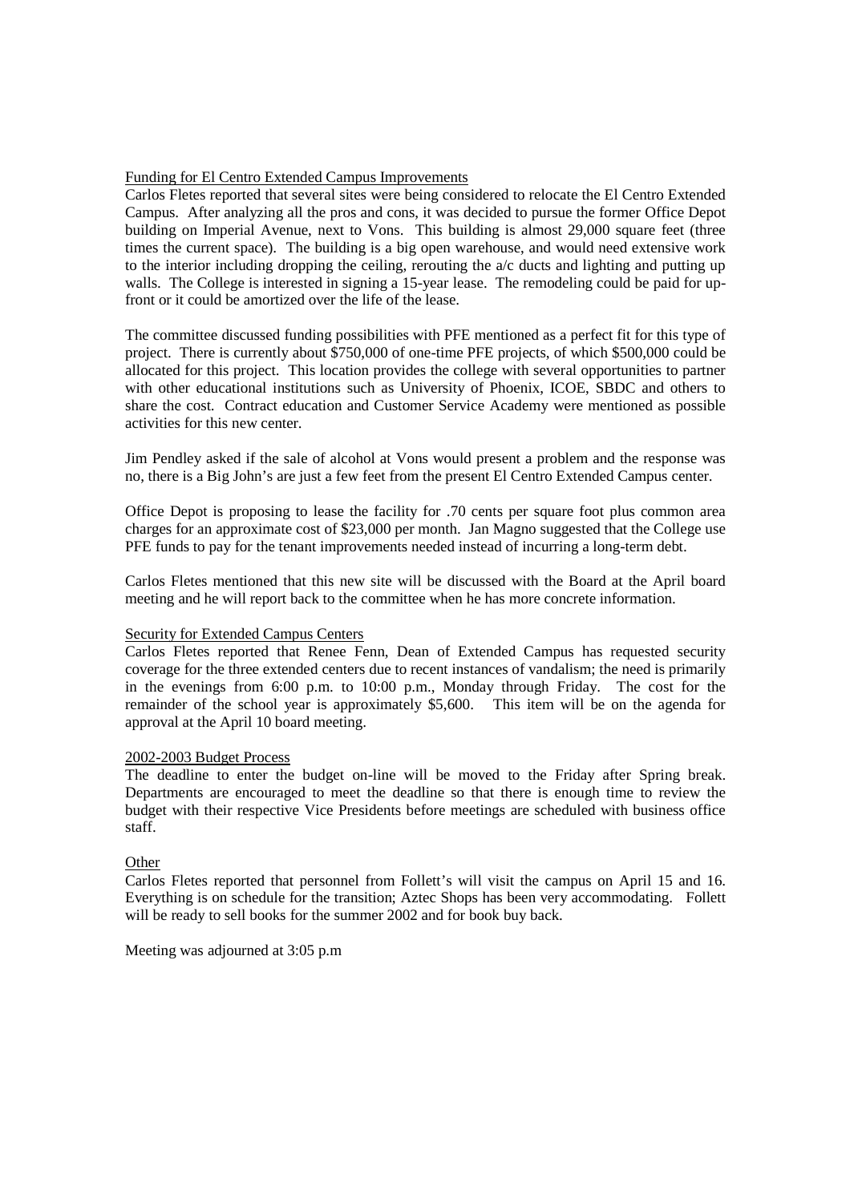Funding for El Centro Extended Campus Improvements

Carlos Fletes reported that several sites were being considered to relocate the El Centro Extended Campus. After analyzing all the pros and cons, it was decided to pursue the former Office Depot building on Imperial Avenue, next to Vons. This building is almost 29,000 square feet (three times the current space). The building is a big open warehouse, and would need extensive work to the interior including dropping the ceiling, rerouting the a/c ducts and lighting and putting up walls. The College is interested in signing a 15-year lease. The remodeling could be paid for up-front or it could be amortized over the life of the lease.

The committee discussed funding possibilities with PFE mentioned as a perfect fit for this type of project. There is currently about $750,000 of one-time PFE projects, of which $500,000 could be allocated for this project. This location provides the college with several opportunities to partner with other educational institutions such as University of Phoenix, ICOE, SBDC and others to share the cost. Contract education and Customer Service Academy were mentioned as possible activities for this new center.

Jim Pendley asked if the sale of alcohol at Vons would present a problem and the response was no, there is a Big John's are just a few feet from the present El Centro Extended Campus center.

Office Depot is proposing to lease the facility for .70 cents per square foot plus common area charges for an approximate cost of $23,000 per month. Jan Magno suggested that the College use PFE funds to pay for the tenant improvements needed instead of incurring a long-term debt.

Carlos Fletes mentioned that this new site will be discussed with the Board at the April board meeting and he will report back to the committee when he has more concrete information.

Security for Extended Campus Centers

Carlos Fletes reported that Renee Fenn, Dean of Extended Campus has requested security coverage for the three extended centers due to recent instances of vandalism; the need is primarily in the evenings from 6:00 p.m. to 10:00 p.m., Monday through Friday. The cost for the remainder of the school year is approximately $5,600. This item will be on the agenda for approval at the April 10 board meeting.

2002-2003 Budget Process

The deadline to enter the budget on-line will be moved to the Friday after Spring break. Departments are encouraged to meet the deadline so that there is enough time to review the budget with their respective Vice Presidents before meetings are scheduled with business office staff.

Other

Carlos Fletes reported that personnel from Follett's will visit the campus on April 15 and 16. Everything is on schedule for the transition; Aztec Shops has been very accommodating. Follett will be ready to sell books for the summer 2002 and for book buy back.

Meeting was adjourned at 3:05 p.m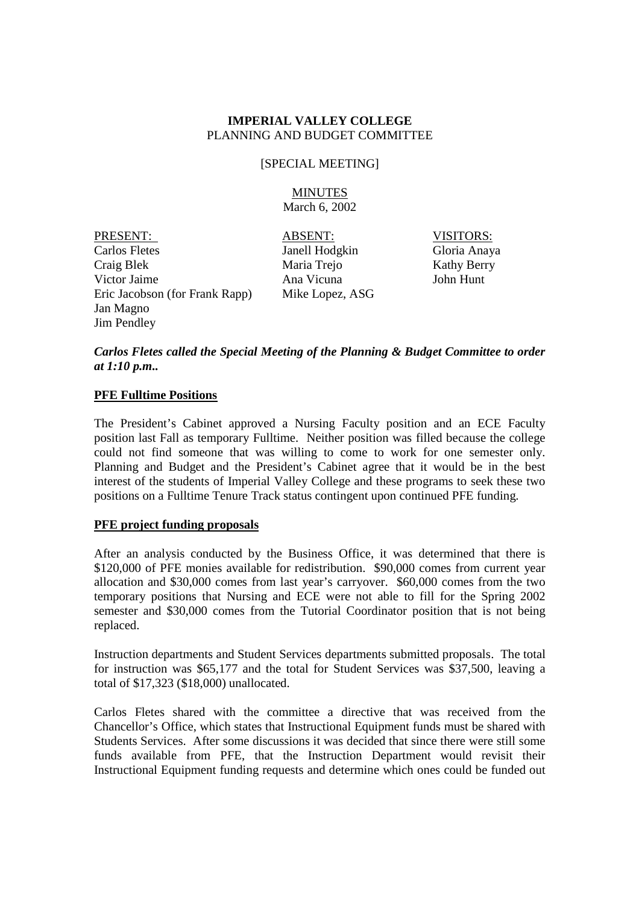**IMPERIAL VALLEY COLLEGE**
PLANNING AND BUDGET COMMITTEE

[SPECIAL MEETING]

MINUTES
March 6, 2002

| PRESENT: | ABSENT: | VISITORS: |
|---|---|---|
| Carlos Fletes | Janell Hodgkin | Gloria Anaya |
| Craig Blek | Maria Trejo | Kathy Berry |
| Victor Jaime | Ana Vicuna | John Hunt |
| Eric Jacobson (for Frank Rapp) | Mike Lopez, ASG | |
| Jan Magno | | |
| Jim Pendley | | |

***Carlos Fletes called the Special Meeting of the Planning & Budget Committee to order at 1:10 p.m..***

**PFE Fulltime Positions**

The President's Cabinet approved a Nursing Faculty position and an ECE Faculty position last Fall as temporary Fulltime. Neither position was filled because the college could not find someone that was willing to come to work for one semester only. Planning and Budget and the President's Cabinet agree that it would be in the best interest of the students of Imperial Valley College and these programs to seek these two positions on a Fulltime Tenure Track status contingent upon continued PFE funding.

**PFE project funding proposals**

After an analysis conducted by the Business Office, it was determined that there is \$120,000 of PFE monies available for redistribution. \$90,000 comes from current year allocation and \$30,000 comes from last year's carryover. \$60,000 comes from the two temporary positions that Nursing and ECE were not able to fill for the Spring 2002 semester and \$30,000 comes from the Tutorial Coordinator position that is not being replaced.

Instruction departments and Student Services departments submitted proposals. The total for instruction was \$65,177 and the total for Student Services was \$37,500, leaving a total of \$17,323 (\$18,000) unallocated.

Carlos Fletes shared with the committee a directive that was received from the Chancellor's Office, which states that Instructional Equipment funds must be shared with Students Services. After some discussions it was decided that since there were still some funds available from PFE, that the Instruction Department would revisit their Instructional Equipment funding requests and determine which ones could be funded out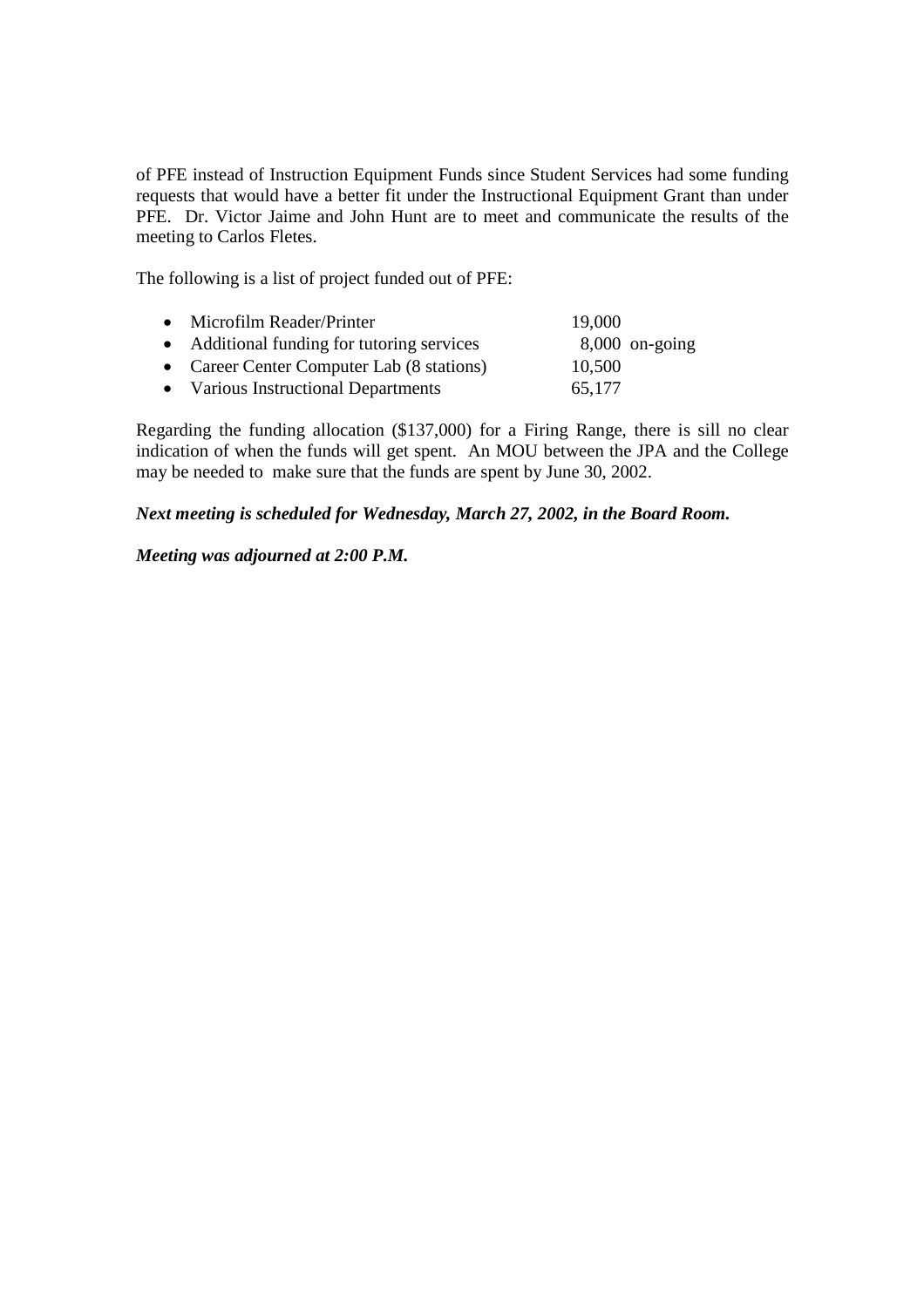of PFE instead of Instruction Equipment Funds since Student Services had some funding requests that would have a better fit under the Instructional Equipment Grant than under PFE. Dr. Victor Jaime and John Hunt are to meet and communicate the results of the meeting to Carlos Fletes.

The following is a list of project funded out of PFE:

- Microfilm Reader/Printer 19,000
- Additional funding for tutoring services 8,000 on-going
- Career Center Computer Lab (8 stations) 10,500
- Various Instructional Departments 65,177

Regarding the funding allocation ($137,000) for a Firing Range, there is sill no clear indication of when the funds will get spent. An MOU between the JPA and the College may be needed to make sure that the funds are spent by June 30, 2002.

***Next meeting is scheduled for Wednesday, March 27, 2002, in the Board Room.***

***Meeting was adjourned at 2:00 P.M.***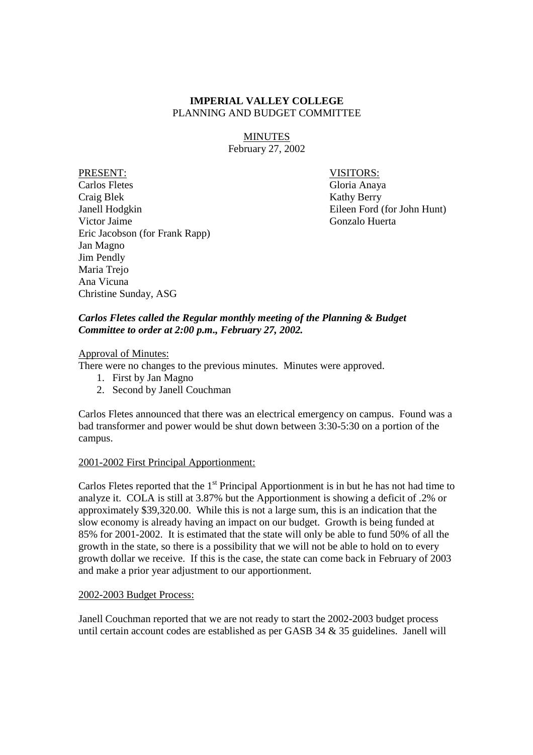**IMPERIAL VALLEY COLLEGE**
PLANNING AND BUDGET COMMITTEE

MINUTES
February 27, 2002

PRESENT:
Carlos Fletes
Craig Blek
Janell Hodgkin
Victor Jaime
Eric Jacobson (for Frank Rapp)
Jan Magno
Jim Pendly
Maria Trejo
Ana Vicuna
Christine Sunday, ASG

VISITORS:
Gloria Anaya
Kathy Berry
Eileen Ford (for John Hunt)
Gonzalo Huerta

***Carlos Fletes called the Regular monthly meeting of the Planning & Budget Committee to order at 2:00 p.m., February 27, 2002.***

Approval of Minutes:

There were no changes to the previous minutes. Minutes were approved.

1. First by Jan Magno
2. Second by Janell Couchman

Carlos Fletes announced that there was an electrical emergency on campus. Found was a bad transformer and power would be shut down between 3:30-5:30 on a portion of the campus.

2001-2002 First Principal Apportionment:

Carlos Fletes reported that the 1st Principal Apportionment is in but he has not had time to analyze it. COLA is still at 3.87% but the Apportionment is showing a deficit of .2% or approximately $39,320.00. While this is not a large sum, this is an indication that the slow economy is already having an impact on our budget. Growth is being funded at 85% for 2001-2002. It is estimated that the state will only be able to fund 50% of all the growth in the state, so there is a possibility that we will not be able to hold on to every growth dollar we receive. If this is the case, the state can come back in February of 2003 and make a prior year adjustment to our apportionment.

2002-2003 Budget Process:

Janell Couchman reported that we are not ready to start the 2002-2003 budget process until certain account codes are established as per GASB 34 & 35 guidelines. Janell will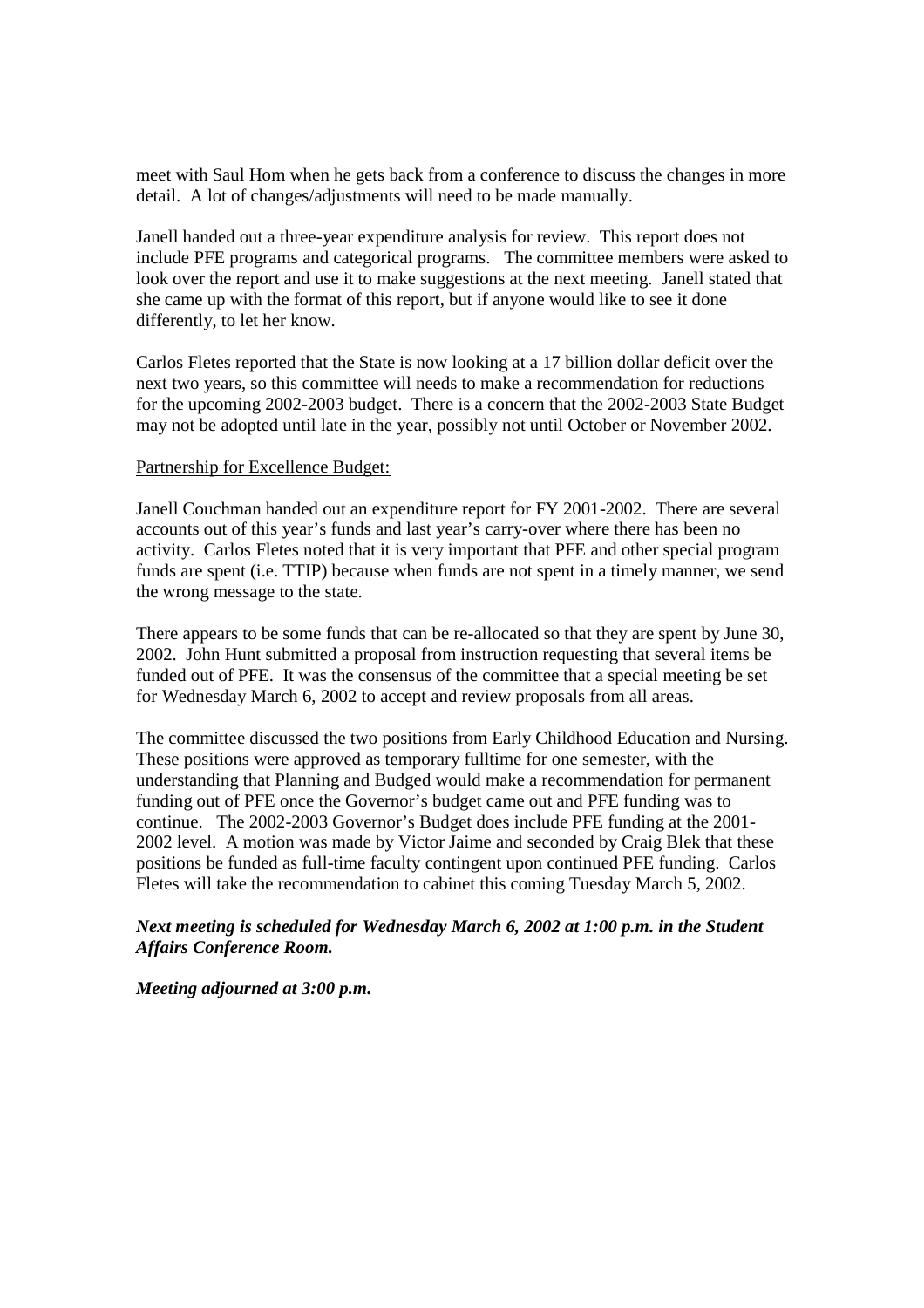meet with Saul Hom when he gets back from a conference to discuss the changes in more detail. A lot of changes/adjustments will need to be made manually.

Janell handed out a three-year expenditure analysis for review. This report does not include PFE programs and categorical programs. The committee members were asked to look over the report and use it to make suggestions at the next meeting. Janell stated that she came up with the format of this report, but if anyone would like to see it done differently, to let her know.

Carlos Fletes reported that the State is now looking at a 17 billion dollar deficit over the next two years, so this committee will needs to make a recommendation for reductions for the upcoming 2002-2003 budget. There is a concern that the 2002-2003 State Budget may not be adopted until late in the year, possibly not until October or November 2002.

Partnership for Excellence Budget:

Janell Couchman handed out an expenditure report for FY 2001-2002. There are several accounts out of this year's funds and last year's carry-over where there has been no activity. Carlos Fletes noted that it is very important that PFE and other special program funds are spent (i.e. TTIP) because when funds are not spent in a timely manner, we send the wrong message to the state.

There appears to be some funds that can be re-allocated so that they are spent by June 30, 2002. John Hunt submitted a proposal from instruction requesting that several items be funded out of PFE. It was the consensus of the committee that a special meeting be set for Wednesday March 6, 2002 to accept and review proposals from all areas.

The committee discussed the two positions from Early Childhood Education and Nursing. These positions were approved as temporary fulltime for one semester, with the understanding that Planning and Budged would make a recommendation for permanent funding out of PFE once the Governor's budget came out and PFE funding was to continue. The 2002-2003 Governor's Budget does include PFE funding at the 2001-2002 level. A motion was made by Victor Jaime and seconded by Craig Blek that these positions be funded as full-time faculty contingent upon continued PFE funding. Carlos Fletes will take the recommendation to cabinet this coming Tuesday March 5, 2002.

***Next meeting is scheduled for Wednesday March 6, 2002 at 1:00 p.m. in the Student Affairs Conference Room.***

***Meeting adjourned at 3:00 p.m.***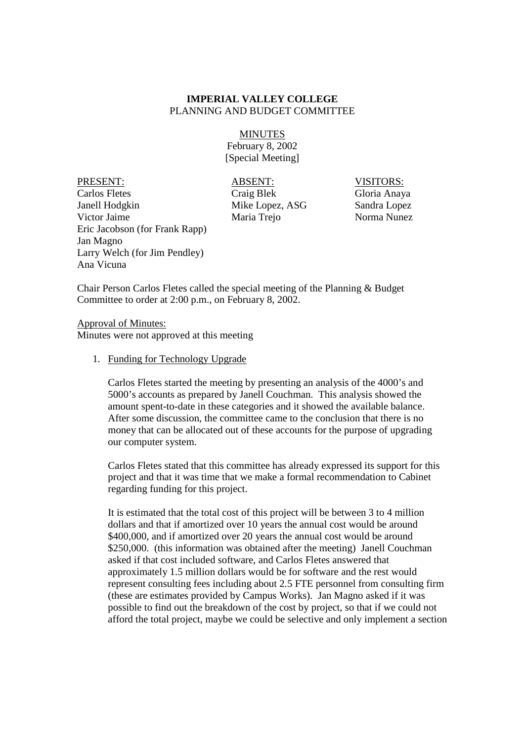**IMPERIAL VALLEY COLLEGE**
PLANNING AND BUDGET COMMITTEE

MINUTES
February 8, 2002
[Special Meeting]

| PRESENT: | ABSENT: | VISITORS: |
|---|---|---|
| Carlos Fletes | Craig Blek | Gloria Anaya |
| Janell Hodgkin | Mike Lopez, ASG | Sandra Lopez |
| Victor Jaime | Maria Trejo | Norma Nunez |
| Eric Jacobson (for Frank Rapp) | | |
| Jan Magno | | |
| Larry Welch (for Jim Pendley) | | |
| Ana Vicuna | | |

Chair Person Carlos Fletes called the special meeting of the Planning & Budget Committee to order at 2:00 p.m., on February 8, 2002.

Approval of Minutes:
Minutes were not approved at this meeting

1. Funding for Technology Upgrade

   Carlos Fletes started the meeting by presenting an analysis of the 4000's and 5000's accounts as prepared by Janell Couchman. This analysis showed the amount spent-to-date in these categories and it showed the available balance. After some discussion, the committee came to the conclusion that there is no money that can be allocated out of these accounts for the purpose of upgrading our computer system.

   Carlos Fletes stated that this committee has already expressed its support for this project and that it was time that we make a formal recommendation to Cabinet regarding funding for this project.

   It is estimated that the total cost of this project will be between 3 to 4 million dollars and that if amortized over 10 years the annual cost would be around $400,000, and if amortized over 20 years the annual cost would be around $250,000. (this information was obtained after the meeting) Janell Couchman asked if that cost included software, and Carlos Fletes answered that approximately 1.5 million dollars would be for software and the rest would represent consulting fees including about 2.5 FTE personnel from consulting firm (these are estimates provided by Campus Works). Jan Magno asked if it was possible to find out the breakdown of the cost by project, so that if we could not afford the total project, maybe we could be selective and only implement a section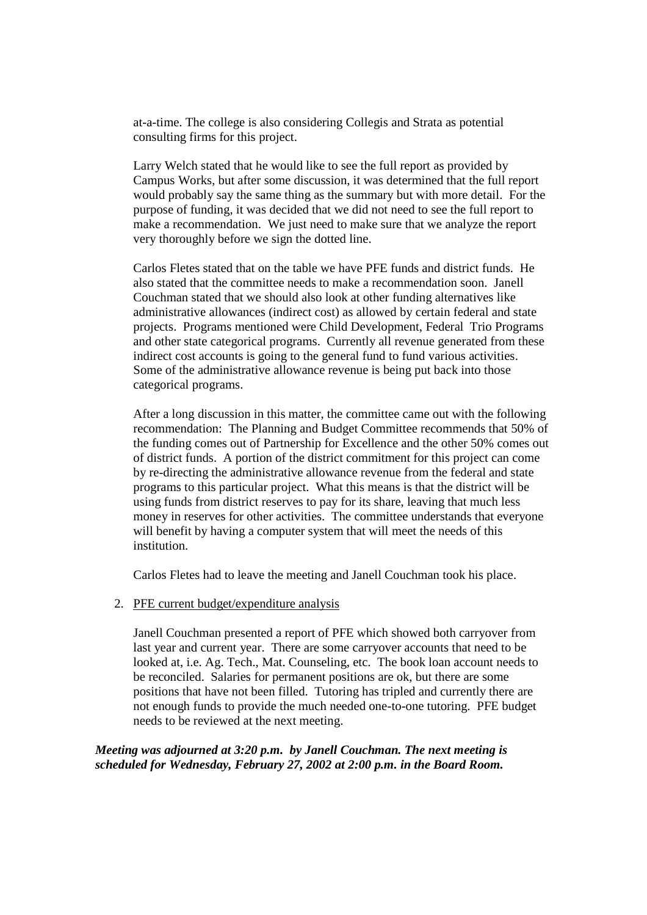at-a-time. The college is also considering Collegis and Strata as potential consulting firms for this project.

Larry Welch stated that he would like to see the full report as provided by Campus Works, but after some discussion, it was determined that the full report would probably say the same thing as the summary but with more detail. For the purpose of funding, it was decided that we did not need to see the full report to make a recommendation. We just need to make sure that we analyze the report very thoroughly before we sign the dotted line.

Carlos Fletes stated that on the table we have PFE funds and district funds. He also stated that the committee needs to make a recommendation soon. Janell Couchman stated that we should also look at other funding alternatives like administrative allowances (indirect cost) as allowed by certain federal and state projects. Programs mentioned were Child Development, Federal Trio Programs and other state categorical programs. Currently all revenue generated from these indirect cost accounts is going to the general fund to fund various activities. Some of the administrative allowance revenue is being put back into those categorical programs.

After a long discussion in this matter, the committee came out with the following recommendation: The Planning and Budget Committee recommends that 50% of the funding comes out of Partnership for Excellence and the other 50% comes out of district funds. A portion of the district commitment for this project can come by re-directing the administrative allowance revenue from the federal and state programs to this particular project. What this means is that the district will be using funds from district reserves to pay for its share, leaving that much less money in reserves for other activities. The committee understands that everyone will benefit by having a computer system that will meet the needs of this institution.

Carlos Fletes had to leave the meeting and Janell Couchman took his place.

2. PFE current budget/expenditure analysis

   Janell Couchman presented a report of PFE which showed both carryover from last year and current year. There are some carryover accounts that need to be looked at, i.e. Ag. Tech., Mat. Counseling, etc. The book loan account needs to be reconciled. Salaries for permanent positions are ok, but there are some positions that have not been filled. Tutoring has tripled and currently there are not enough funds to provide the much needed one-to-one tutoring. PFE budget needs to be reviewed at the next meeting.

***Meeting was adjourned at 3:20 p.m. by Janell Couchman. The next meeting is scheduled for Wednesday, February 27, 2002 at 2:00 p.m. in the Board Room.***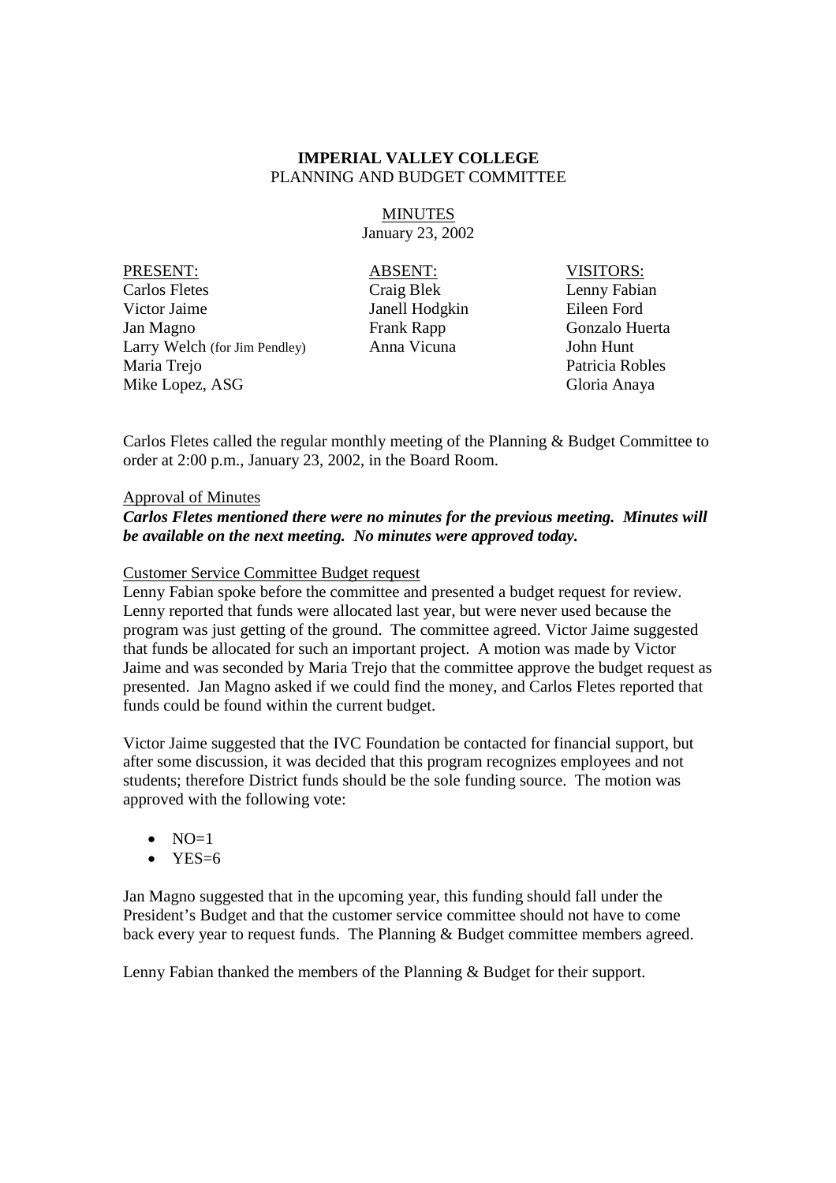**IMPERIAL VALLEY COLLEGE**
PLANNING AND BUDGET COMMITTEE

MINUTES
January 23, 2002

| PRESENT: | ABSENT: | VISITORS: |
|---|---|---|
| Carlos Fletes | Craig Blek | Lenny Fabian |
| Victor Jaime | Janell Hodgkin | Eileen Ford |
| Jan Magno | Frank Rapp | Gonzalo Huerta |
| Larry Welch (for Jim Pendley) | Anna Vicuna | John Hunt |
| Maria Trejo | | Patricia Robles |
| Mike Lopez, ASG | | Gloria Anaya |

Carlos Fletes called the regular monthly meeting of the Planning & Budget Committee to order at 2:00 p.m., January 23, 2002, in the Board Room.

Approval of Minutes

***Carlos Fletes mentioned there were no minutes for the previous meeting. Minutes will be available on the next meeting. No minutes were approved today.***

Customer Service Committee Budget request

Lenny Fabian spoke before the committee and presented a budget request for review. Lenny reported that funds were allocated last year, but were never used because the program was just getting of the ground. The committee agreed. Victor Jaime suggested that funds be allocated for such an important project. A motion was made by Victor Jaime and was seconded by Maria Trejo that the committee approve the budget request as presented. Jan Magno asked if we could find the money, and Carlos Fletes reported that funds could be found within the current budget.

Victor Jaime suggested that the IVC Foundation be contacted for financial support, but after some discussion, it was decided that this program recognizes employees and not students; therefore District funds should be the sole funding source. The motion was approved with the following vote:

- NO=1
- YES=6

Jan Magno suggested that in the upcoming year, this funding should fall under the President's Budget and that the customer service committee should not have to come back every year to request funds. The Planning & Budget committee members agreed.

Lenny Fabian thanked the members of the Planning & Budget for their support.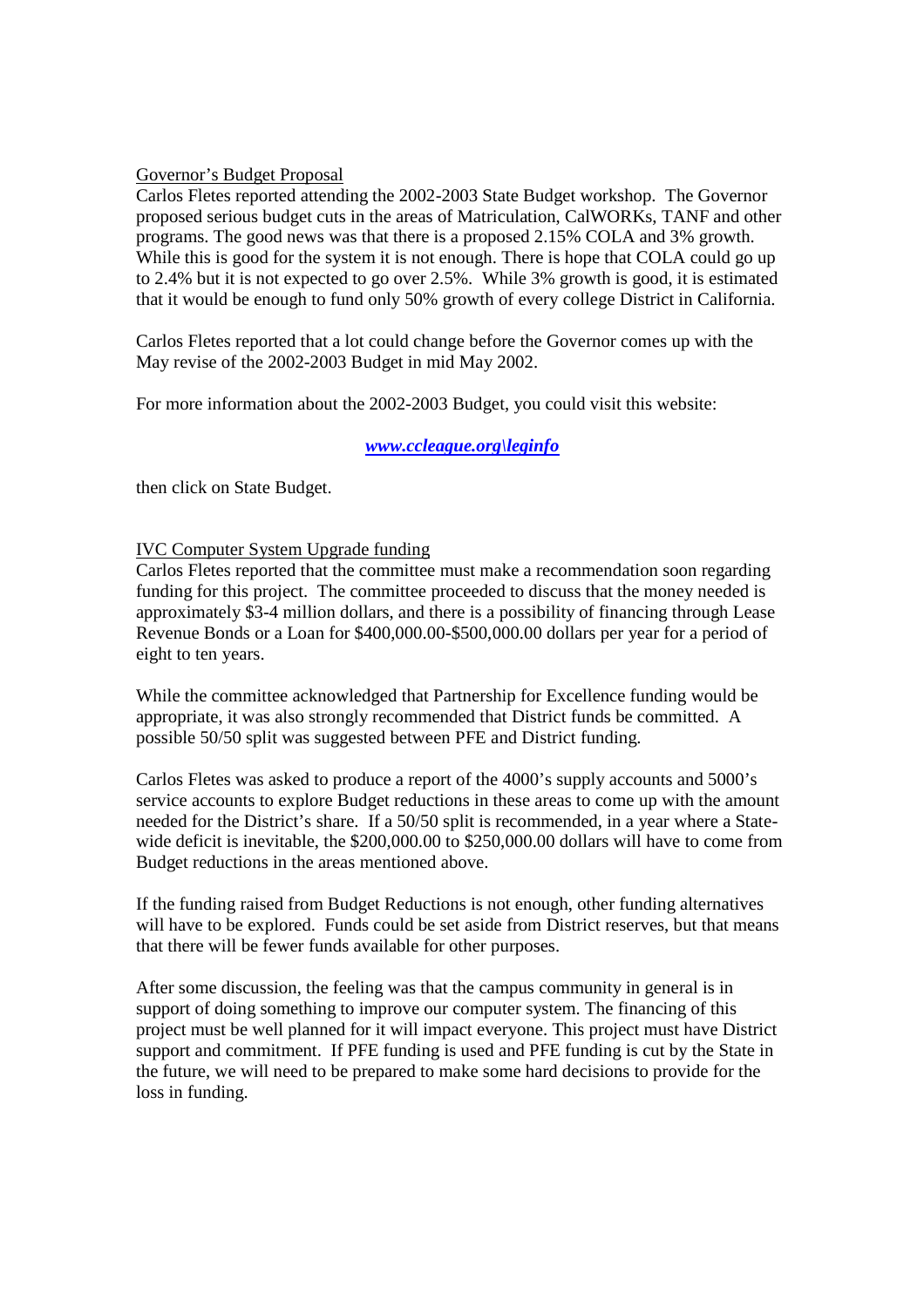Governor's Budget Proposal

Carlos Fletes reported attending the 2002-2003 State Budget workshop. The Governor proposed serious budget cuts in the areas of Matriculation, CalWORKs, TANF and other programs. The good news was that there is a proposed 2.15% COLA and 3% growth. While this is good for the system it is not enough. There is hope that COLA could go up to 2.4% but it is not expected to go over 2.5%. While 3% growth is good, it is estimated that it would be enough to fund only 50% growth of every college District in California.

Carlos Fletes reported that a lot could change before the Governor comes up with the May revise of the 2002-2003 Budget in mid May 2002.

For more information about the 2002-2003 Budget, you could visit this website:

***www.ccleague.org\leginfo***

then click on State Budget.

IVC Computer System Upgrade funding

Carlos Fletes reported that the committee must make a recommendation soon regarding funding for this project. The committee proceeded to discuss that the money needed is approximately $3-4 million dollars, and there is a possibility of financing through Lease Revenue Bonds or a Loan for $400,000.00-$500,000.00 dollars per year for a period of eight to ten years.

While the committee acknowledged that Partnership for Excellence funding would be appropriate, it was also strongly recommended that District funds be committed. A possible 50/50 split was suggested between PFE and District funding.

Carlos Fletes was asked to produce a report of the 4000's supply accounts and 5000's service accounts to explore Budget reductions in these areas to come up with the amount needed for the District's share. If a 50/50 split is recommended, in a year where a State-wide deficit is inevitable, the $200,000.00 to $250,000.00 dollars will have to come from Budget reductions in the areas mentioned above.

If the funding raised from Budget Reductions is not enough, other funding alternatives will have to be explored. Funds could be set aside from District reserves, but that means that there will be fewer funds available for other purposes.

After some discussion, the feeling was that the campus community in general is in support of doing something to improve our computer system. The financing of this project must be well planned for it will impact everyone. This project must have District support and commitment. If PFE funding is used and PFE funding is cut by the State in the future, we will need to be prepared to make some hard decisions to provide for the loss in funding.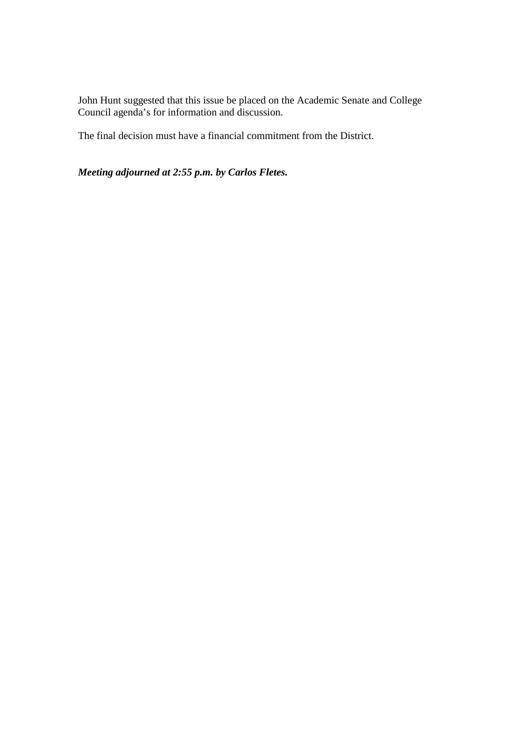John Hunt suggested that this issue be placed on the Academic Senate and College Council agenda's for information and discussion.

The final decision must have a financial commitment from the District.

***Meeting adjourned at 2:55 p.m. by Carlos Fletes.***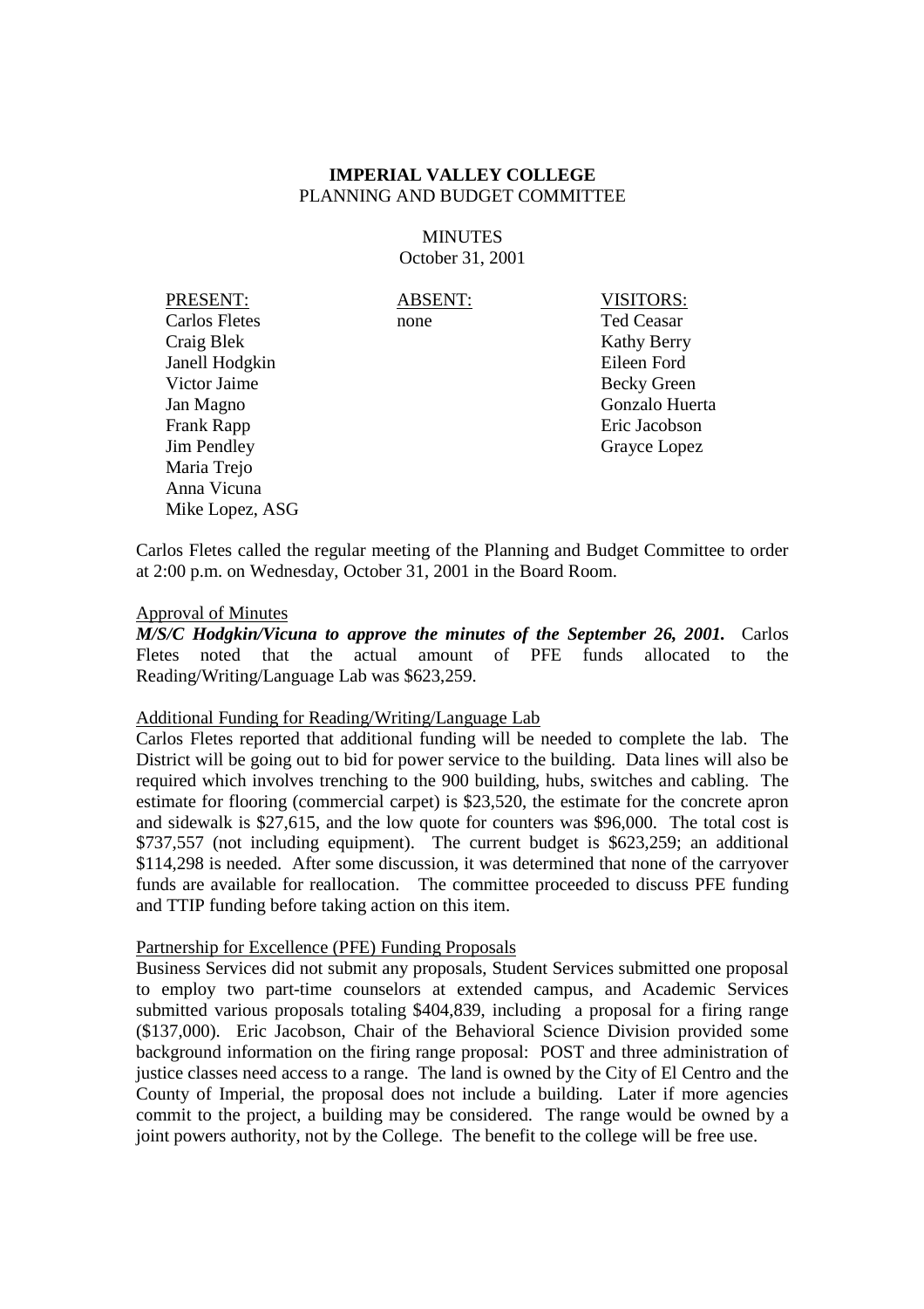**IMPERIAL VALLEY COLLEGE**
PLANNING AND BUDGET COMMITTEE

MINUTES
October 31, 2001

| PRESENT: | ABSENT: | VISITORS: |
|---|---|---|
| Carlos Fletes | none | Ted Ceasar |
| Craig Blek | | Kathy Berry |
| Janell Hodgkin | | Eileen Ford |
| Victor Jaime | | Becky Green |
| Jan Magno | | Gonzalo Huerta |
| Frank Rapp | | Eric Jacobson |
| Jim Pendley | | Grayce Lopez |
| Maria Trejo | | |
| Anna Vicuna | | |
| Mike Lopez, ASG | | |

Carlos Fletes called the regular meeting of the Planning and Budget Committee to order at 2:00 p.m. on Wednesday, October 31, 2001 in the Board Room.

Approval of Minutes

***M/S/C Hodgkin/Vicuna to approve the minutes of the September 26, 2001.*** Carlos Fletes noted that the actual amount of PFE funds allocated to the Reading/Writing/Language Lab was $623,259.

Additional Funding for Reading/Writing/Language Lab

Carlos Fletes reported that additional funding will be needed to complete the lab. The District will be going out to bid for power service to the building. Data lines will also be required which involves trenching to the 900 building, hubs, switches and cabling. The estimate for flooring (commercial carpet) is $23,520, the estimate for the concrete apron and sidewalk is $27,615, and the low quote for counters was $96,000. The total cost is $737,557 (not including equipment). The current budget is $623,259; an additional $114,298 is needed. After some discussion, it was determined that none of the carryover funds are available for reallocation. The committee proceeded to discuss PFE funding and TTIP funding before taking action on this item.

Partnership for Excellence (PFE) Funding Proposals

Business Services did not submit any proposals, Student Services submitted one proposal to employ two part-time counselors at extended campus, and Academic Services submitted various proposals totaling $404,839, including a proposal for a firing range ($137,000). Eric Jacobson, Chair of the Behavioral Science Division provided some background information on the firing range proposal: POST and three administration of justice classes need access to a range. The land is owned by the City of El Centro and the County of Imperial, the proposal does not include a building. Later if more agencies commit to the project, a building may be considered. The range would be owned by a joint powers authority, not by the College. The benefit to the college will be free use.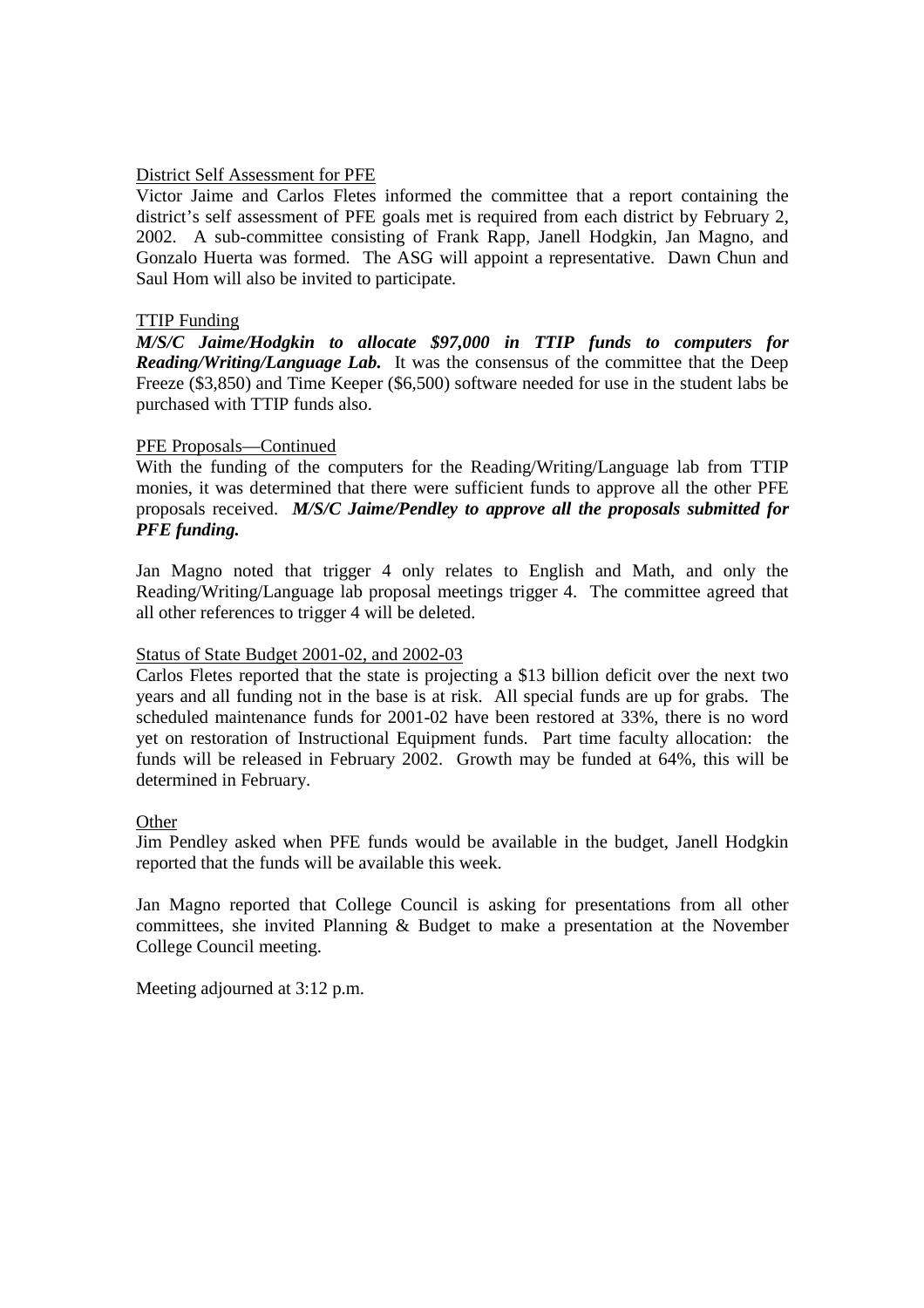District Self Assessment for PFE

Victor Jaime and Carlos Fletes informed the committee that a report containing the district's self assessment of PFE goals met is required from each district by February 2, 2002. A sub-committee consisting of Frank Rapp, Janell Hodgkin, Jan Magno, and Gonzalo Huerta was formed. The ASG will appoint a representative. Dawn Chun and Saul Hom will also be invited to participate.

TTIP Funding

***M/S/C Jaime/Hodgkin to allocate $97,000 in TTIP funds to computers for Reading/Writing/Language Lab.*** It was the consensus of the committee that the Deep Freeze ($3,850) and Time Keeper ($6,500) software needed for use in the student labs be purchased with TTIP funds also.

PFE Proposals—Continued

With the funding of the computers for the Reading/Writing/Language lab from TTIP monies, it was determined that there were sufficient funds to approve all the other PFE proposals received. ***M/S/C Jaime/Pendley to approve all the proposals submitted for PFE funding.***

Jan Magno noted that trigger 4 only relates to English and Math, and only the Reading/Writing/Language lab proposal meetings trigger 4. The committee agreed that all other references to trigger 4 will be deleted.

Status of State Budget 2001-02, and 2002-03

Carlos Fletes reported that the state is projecting a $13 billion deficit over the next two years and all funding not in the base is at risk. All special funds are up for grabs. The scheduled maintenance funds for 2001-02 have been restored at 33%, there is no word yet on restoration of Instructional Equipment funds. Part time faculty allocation: the funds will be released in February 2002. Growth may be funded at 64%, this will be determined in February.

Other

Jim Pendley asked when PFE funds would be available in the budget, Janell Hodgkin reported that the funds will be available this week.

Jan Magno reported that College Council is asking for presentations from all other committees, she invited Planning & Budget to make a presentation at the November College Council meeting.

Meeting adjourned at 3:12 p.m.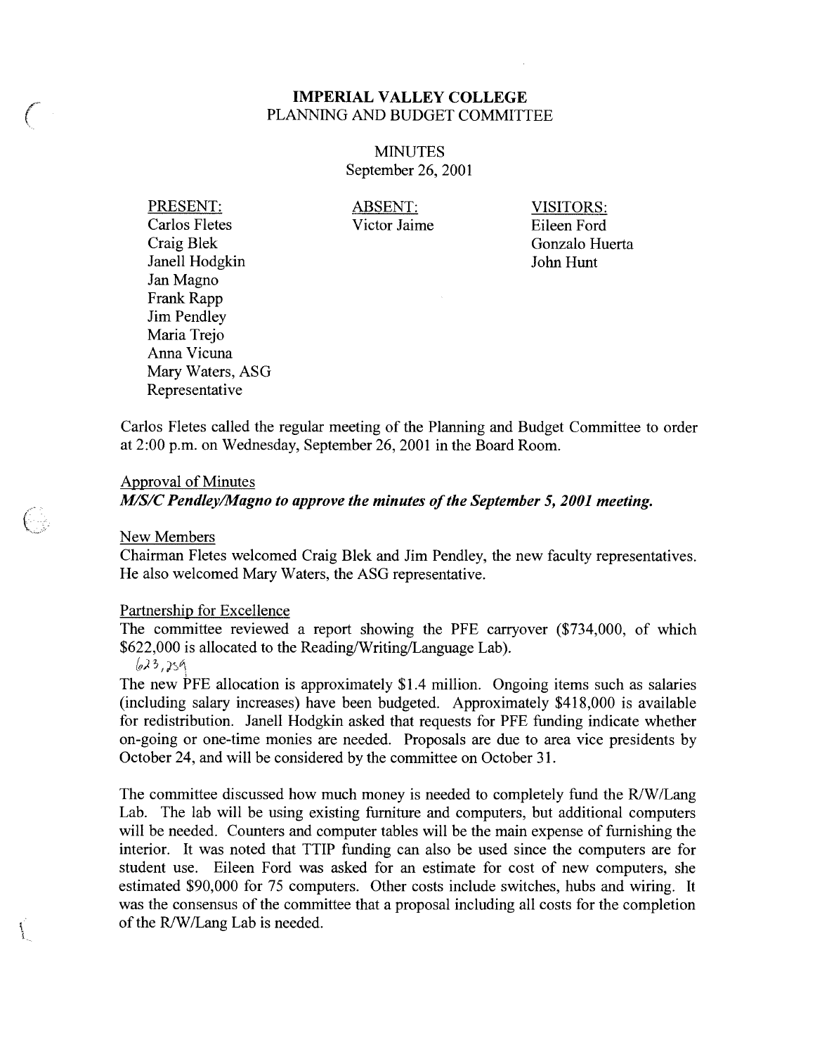# IMPERIAL VALLEY COLLEGE

PLANNING AND BUDGET COMMITTEE

MINUTES

September 26, 2001

PRESENT:
Carlos Fletes
Craig Blek
Janell Hodgkin
Jan Magno
Frank Rapp
Jim Pendley
Maria Trejo
Anna Vicuna
Mary Waters, ASG Representative

ABSENT:
Victor Jaime

VISITORS:
Eileen Ford
Gonzalo Huerta
John Hunt

Carlos Fletes called the regular meeting of the Planning and Budget Committee to order at 2:00 p.m. on Wednesday, September 26, 2001 in the Board Room.

Approval of Minutes

***M/S/C Pendley/Magno to approve the minutes of the September 5, 2001 meeting.***

New Members

Chairman Fletes welcomed Craig Blek and Jim Pendley, the new faculty representatives. He also welcomed Mary Waters, the ASG representative.

Partnership for Excellence

The committee reviewed a report showing the PFE carryover ($734,000, of which $622,000 is allocated to the Reading/Writing/Language Lab).

623,259

The new PFE allocation is approximately $1.4 million. Ongoing items such as salaries (including salary increases) have been budgeted. Approximately $418,000 is available for redistribution. Janell Hodgkin asked that requests for PFE funding indicate whether on-going or one-time monies are needed. Proposals are due to area vice presidents by October 24, and will be considered by the committee on October 31.

The committee discussed how much money is needed to completely fund the R/W/Lang Lab. The lab will be using existing furniture and computers, but additional computers will be needed. Counters and computer tables will be the main expense of furnishing the interior. It was noted that TTIP funding can also be used since the computers are for student use. Eileen Ford was asked for an estimate for cost of new computers, she estimated $90,000 for 75 computers. Other costs include switches, hubs and wiring. It was the consensus of the committee that a proposal including all costs for the completion of the R/W/Lang Lab is needed.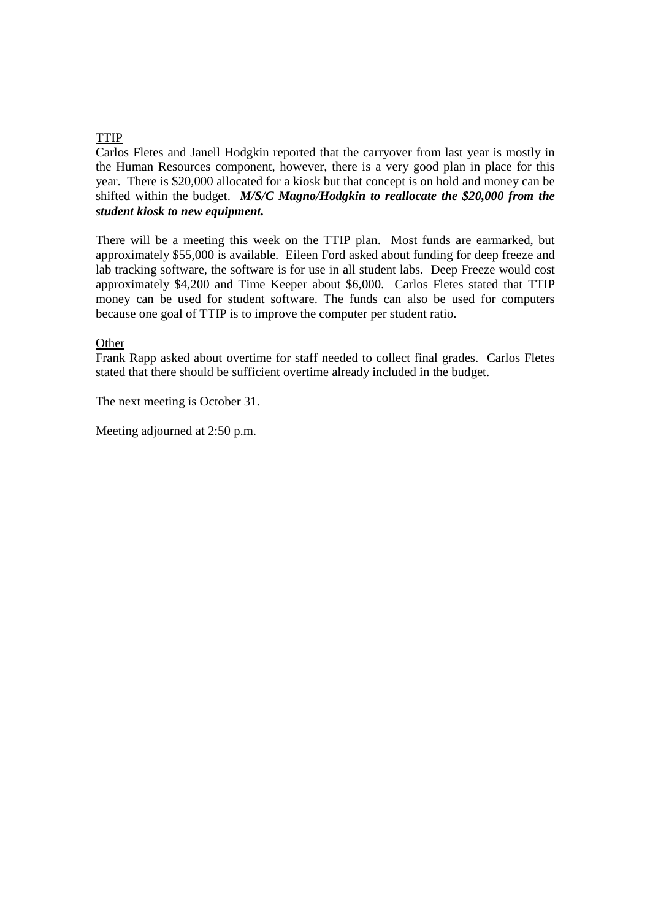TTIP

Carlos Fletes and Janell Hodgkin reported that the carryover from last year is mostly in the Human Resources component, however, there is a very good plan in place for this year. There is $20,000 allocated for a kiosk but that concept is on hold and money can be shifted within the budget. ***M/S/C Magno/Hodgkin to reallocate the $20,000 from the student kiosk to new equipment.***

There will be a meeting this week on the TTIP plan. Most funds are earmarked, but approximately $55,000 is available. Eileen Ford asked about funding for deep freeze and lab tracking software, the software is for use in all student labs. Deep Freeze would cost approximately $4,200 and Time Keeper about $6,000. Carlos Fletes stated that TTIP money can be used for student software. The funds can also be used for computers because one goal of TTIP is to improve the computer per student ratio.

Other

Frank Rapp asked about overtime for staff needed to collect final grades. Carlos Fletes stated that there should be sufficient overtime already included in the budget.

The next meeting is October 31.

Meeting adjourned at 2:50 p.m.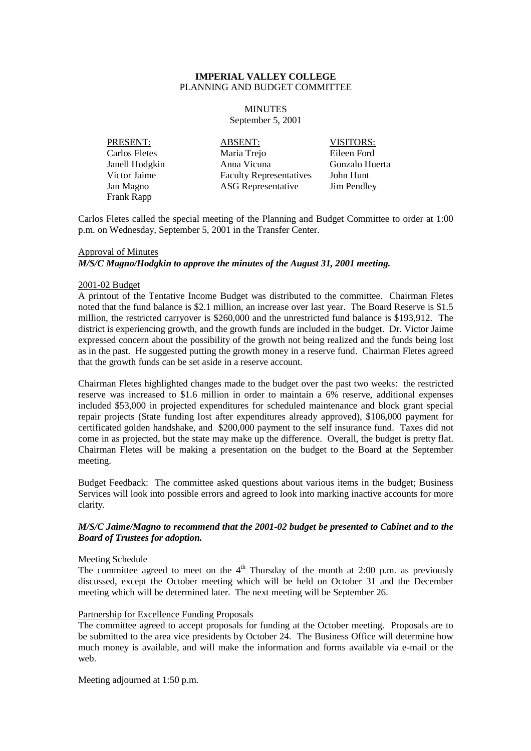**IMPERIAL VALLEY COLLEGE**
PLANNING AND BUDGET COMMITTEE

MINUTES
September 5, 2001

| PRESENT: | ABSENT: | VISITORS: |
|---|---|---|
| Carlos Fletes | Maria Trejo | Eileen Ford |
| Janell Hodgkin | Anna Vicuna | Gonzalo Huerta |
| Victor Jaime | Faculty Representatives | John Hunt |
| Jan Magno | ASG Representative | Jim Pendley |
| Frank Rapp | | |

Carlos Fletes called the special meeting of the Planning and Budget Committee to order at 1:00 p.m. on Wednesday, September 5, 2001 in the Transfer Center.

Approval of Minutes

***M/S/C Magno/Hodgkin to approve the minutes of the August 31, 2001 meeting.***

2001-02 Budget

A printout of the Tentative Income Budget was distributed to the committee. Chairman Fletes noted that the fund balance is $2.1 million, an increase over last year. The Board Reserve is $1.5 million, the restricted carryover is $260,000 and the unrestricted fund balance is $193,912. The district is experiencing growth, and the growth funds are included in the budget. Dr. Victor Jaime expressed concern about the possibility of the growth not being realized and the funds being lost as in the past. He suggested putting the growth money in a reserve fund. Chairman Fletes agreed that the growth funds can be set aside in a reserve account.

Chairman Fletes highlighted changes made to the budget over the past two weeks: the restricted reserve was increased to $1.6 million in order to maintain a 6% reserve, additional expenses included $53,000 in projected expenditures for scheduled maintenance and block grant special repair projects (State funding lost after expenditures already approved), $106,000 payment for certificated golden handshake, and $200,000 payment to the self insurance fund. Taxes did not come in as projected, but the state may make up the difference. Overall, the budget is pretty flat. Chairman Fletes will be making a presentation on the budget to the Board at the September meeting.

Budget Feedback: The committee asked questions about various items in the budget; Business Services will look into possible errors and agreed to look into marking inactive accounts for more clarity.

***M/S/C Jaime/Magno to recommend that the 2001-02 budget be presented to Cabinet and to the Board of Trustees for adoption.***

Meeting Schedule

The committee agreed to meet on the 4th Thursday of the month at 2:00 p.m. as previously discussed, except the October meeting which will be held on October 31 and the December meeting which will be determined later. The next meeting will be September 26.

Partnership for Excellence Funding Proposals

The committee agreed to accept proposals for funding at the October meeting. Proposals are to be submitted to the area vice presidents by October 24. The Business Office will determine how much money is available, and will make the information and forms available via e-mail or the web.

Meeting adjourned at 1:50 p.m.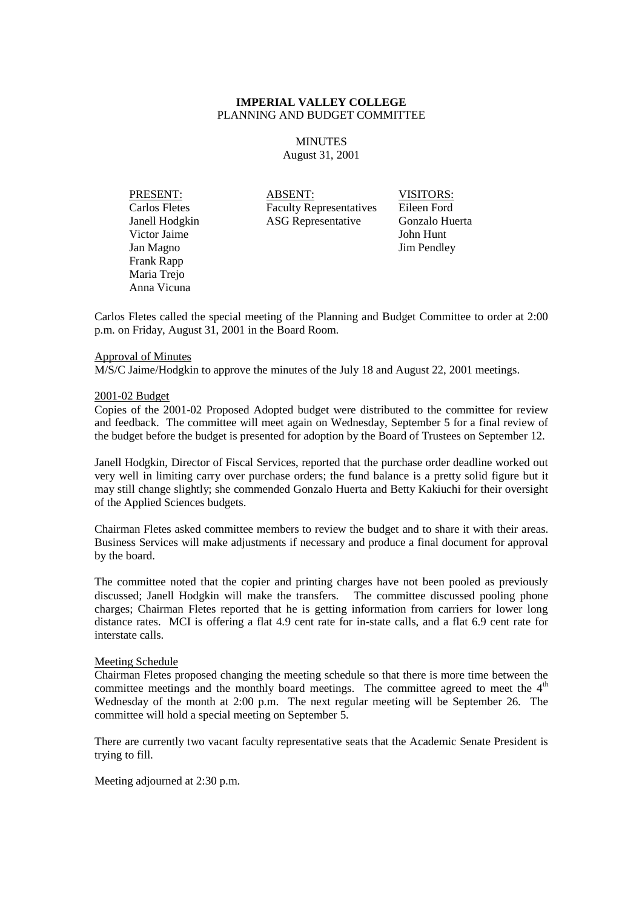**IMPERIAL VALLEY COLLEGE**
PLANNING AND BUDGET COMMITTEE

MINUTES
August 31, 2001

| PRESENT: | ABSENT: | VISITORS: |
|---|---|---|
| Carlos Fletes | Faculty Representatives | Eileen Ford |
| Janell Hodgkin | ASG Representative | Gonzalo Huerta |
| Victor Jaime | | John Hunt |
| Jan Magno | | Jim Pendley |
| Frank Rapp | | |
| Maria Trejo | | |
| Anna Vicuna | | |

Carlos Fletes called the special meeting of the Planning and Budget Committee to order at 2:00 p.m. on Friday, August 31, 2001 in the Board Room.

Approval of Minutes
M/S/C Jaime/Hodgkin to approve the minutes of the July 18 and August 22, 2001 meetings.

2001-02 Budget
Copies of the 2001-02 Proposed Adopted budget were distributed to the committee for review and feedback. The committee will meet again on Wednesday, September 5 for a final review of the budget before the budget is presented for adoption by the Board of Trustees on September 12.

Janell Hodgkin, Director of Fiscal Services, reported that the purchase order deadline worked out very well in limiting carry over purchase orders; the fund balance is a pretty solid figure but it may still change slightly; she commended Gonzalo Huerta and Betty Kakiuchi for their oversight of the Applied Sciences budgets.

Chairman Fletes asked committee members to review the budget and to share it with their areas. Business Services will make adjustments if necessary and produce a final document for approval by the board.

The committee noted that the copier and printing charges have not been pooled as previously discussed; Janell Hodgkin will make the transfers. The committee discussed pooling phone charges; Chairman Fletes reported that he is getting information from carriers for lower long distance rates. MCI is offering a flat 4.9 cent rate for in-state calls, and a flat 6.9 cent rate for interstate calls.

Meeting Schedule
Chairman Fletes proposed changing the meeting schedule so that there is more time between the committee meetings and the monthly board meetings. The committee agreed to meet the 4th Wednesday of the month at 2:00 p.m. The next regular meeting will be September 26. The committee will hold a special meeting on September 5.

There are currently two vacant faculty representative seats that the Academic Senate President is trying to fill.

Meeting adjourned at 2:30 p.m.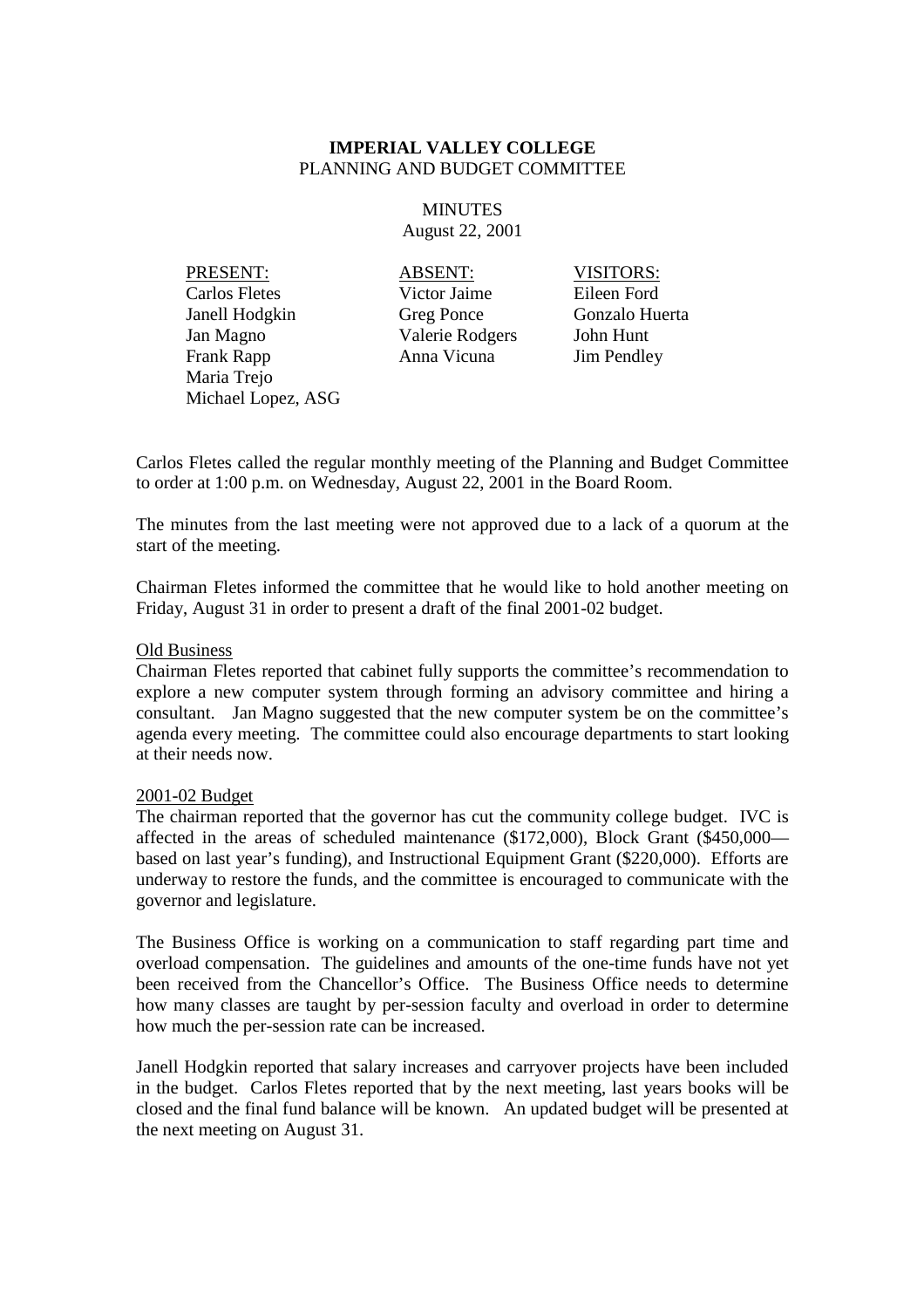**IMPERIAL VALLEY COLLEGE**
PLANNING AND BUDGET COMMITTEE

MINUTES
August 22, 2001

| PRESENT: | ABSENT: | VISITORS: |
|---|---|---|
| Carlos Fletes | Victor Jaime | Eileen Ford |
| Janell Hodgkin | Greg Ponce | Gonzalo Huerta |
| Jan Magno | Valerie Rodgers | John Hunt |
| Frank Rapp | Anna Vicuna | Jim Pendley |
| Maria Trejo | | |
| Michael Lopez, ASG | | |

Carlos Fletes called the regular monthly meeting of the Planning and Budget Committee to order at 1:00 p.m. on Wednesday, August 22, 2001 in the Board Room.

The minutes from the last meeting were not approved due to a lack of a quorum at the start of the meeting.

Chairman Fletes informed the committee that he would like to hold another meeting on Friday, August 31 in order to present a draft of the final 2001-02 budget.

Old Business

Chairman Fletes reported that cabinet fully supports the committee's recommendation to explore a new computer system through forming an advisory committee and hiring a consultant. Jan Magno suggested that the new computer system be on the committee's agenda every meeting. The committee could also encourage departments to start looking at their needs now.

2001-02 Budget

The chairman reported that the governor has cut the community college budget. IVC is affected in the areas of scheduled maintenance ($172,000), Block Grant ($450,000—based on last year's funding), and Instructional Equipment Grant ($220,000). Efforts are underway to restore the funds, and the committee is encouraged to communicate with the governor and legislature.

The Business Office is working on a communication to staff regarding part time and overload compensation. The guidelines and amounts of the one-time funds have not yet been received from the Chancellor's Office. The Business Office needs to determine how many classes are taught by per-session faculty and overload in order to determine how much the per-session rate can be increased.

Janell Hodgkin reported that salary increases and carryover projects have been included in the budget. Carlos Fletes reported that by the next meeting, last years books will be closed and the final fund balance will be known. An updated budget will be presented at the next meeting on August 31.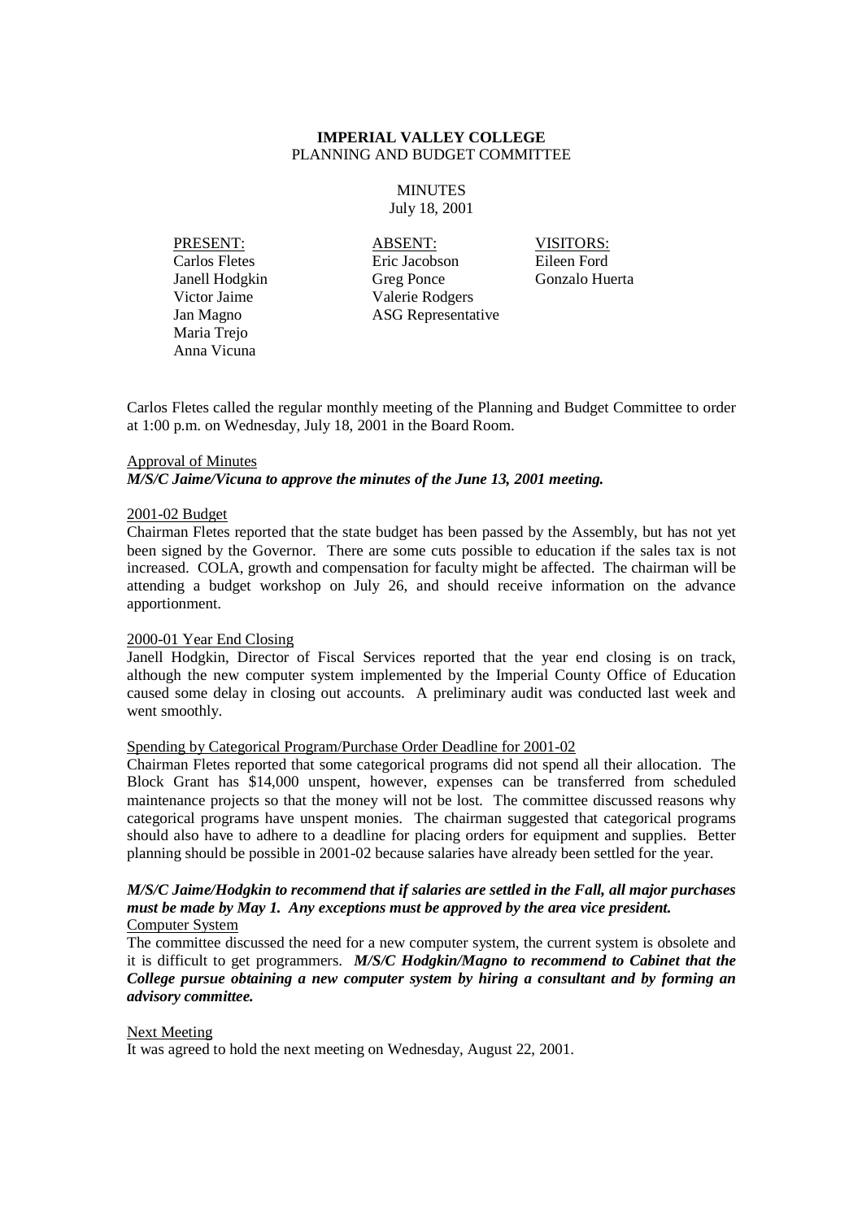**IMPERIAL VALLEY COLLEGE**
PLANNING AND BUDGET COMMITTEE

MINUTES
July 18, 2001

| PRESENT: | ABSENT: | VISITORS: |
|---|---|---|
| Carlos Fletes | Eric Jacobson | Eileen Ford |
| Janell Hodgkin | Greg Ponce | Gonzalo Huerta |
| Victor Jaime | Valerie Rodgers | |
| Jan Magno | ASG Representative | |
| Maria Trejo | | |
| Anna Vicuna | | |

Carlos Fletes called the regular monthly meeting of the Planning and Budget Committee to order at 1:00 p.m. on Wednesday, July 18, 2001 in the Board Room.

Approval of Minutes

***M/S/C Jaime/Vicuna to approve the minutes of the June 13, 2001 meeting.***

2001-02 Budget

Chairman Fletes reported that the state budget has been passed by the Assembly, but has not yet been signed by the Governor. There are some cuts possible to education if the sales tax is not increased. COLA, growth and compensation for faculty might be affected. The chairman will be attending a budget workshop on July 26, and should receive information on the advance apportionment.

2000-01 Year End Closing

Janell Hodgkin, Director of Fiscal Services reported that the year end closing is on track, although the new computer system implemented by the Imperial County Office of Education caused some delay in closing out accounts. A preliminary audit was conducted last week and went smoothly.

Spending by Categorical Program/Purchase Order Deadline for 2001-02

Chairman Fletes reported that some categorical programs did not spend all their allocation. The Block Grant has $14,000 unspent, however, expenses can be transferred from scheduled maintenance projects so that the money will not be lost. The committee discussed reasons why categorical programs have unspent monies. The chairman suggested that categorical programs should also have to adhere to a deadline for placing orders for equipment and supplies. Better planning should be possible in 2001-02 because salaries have already been settled for the year.

***M/S/C Jaime/Hodgkin to recommend that if salaries are settled in the Fall, all major purchases must be made by May 1. Any exceptions must be approved by the area vice president.***

Computer System

The committee discussed the need for a new computer system, the current system is obsolete and it is difficult to get programmers. ***M/S/C Hodgkin/Magno to recommend to Cabinet that the College pursue obtaining a new computer system by hiring a consultant and by forming an advisory committee.***

Next Meeting

It was agreed to hold the next meeting on Wednesday, August 22, 2001.